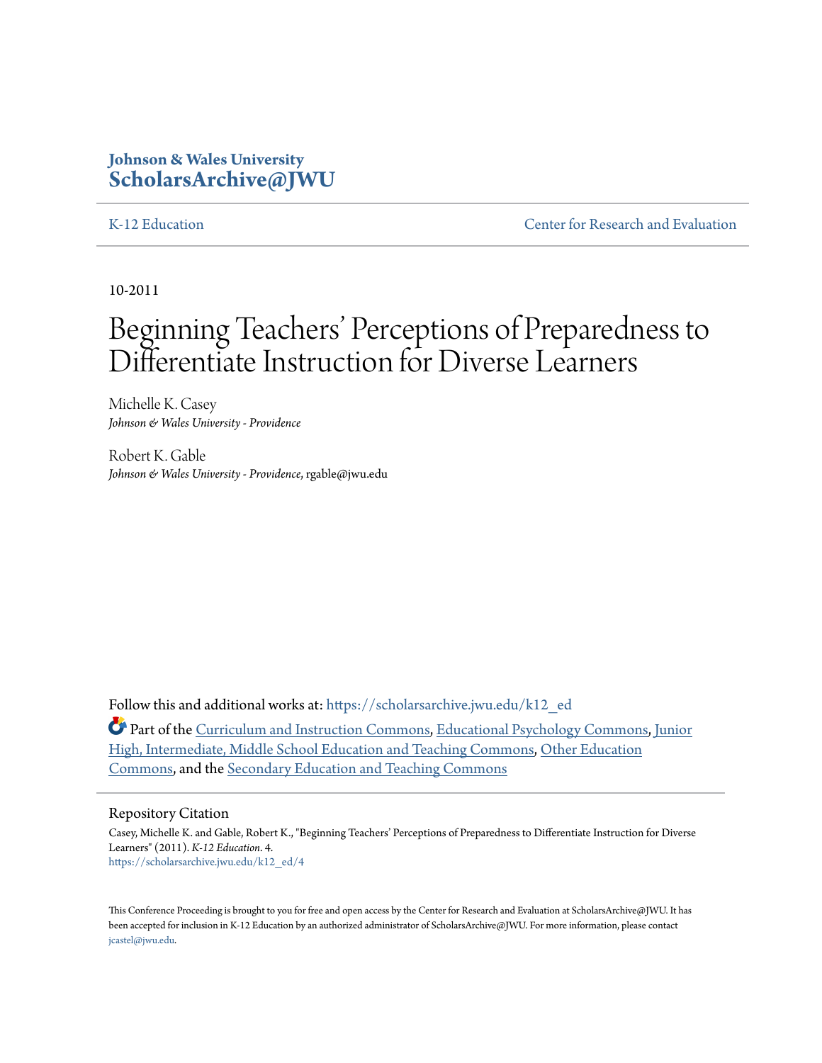Johnson & Wales University
**ScholarsArchive@JWU**

K-12 Education | Center for Research and Evaluation

10-2011

# Beginning Teachers' Perceptions of Preparedness to Differentiate Instruction for Diverse Learners

Michelle K. Casey
*Johnson & Wales University - Providence*

Robert K. Gable
*Johnson & Wales University - Providence*, rgable@jwu.edu

Follow this and additional works at: https://scholarsarchive.jwu.edu/k12_ed

Part of the Curriculum and Instruction Commons, Educational Psychology Commons, Junior High, Intermediate, Middle School Education and Teaching Commons, Other Education Commons, and the Secondary Education and Teaching Commons

## Repository Citation

Casey, Michelle K. and Gable, Robert K., "Beginning Teachers' Perceptions of Preparedness to Differentiate Instruction for Diverse Learners" (2011). *K-12 Education*. 4.
https://scholarsarchive.jwu.edu/k12_ed/4

This Conference Proceeding is brought to you for free and open access by the Center for Research and Evaluation at ScholarsArchive@JWU. It has been accepted for inclusion in K-12 Education by an authorized administrator of ScholarsArchive@JWU. For more information, please contact jcastel@jwu.edu.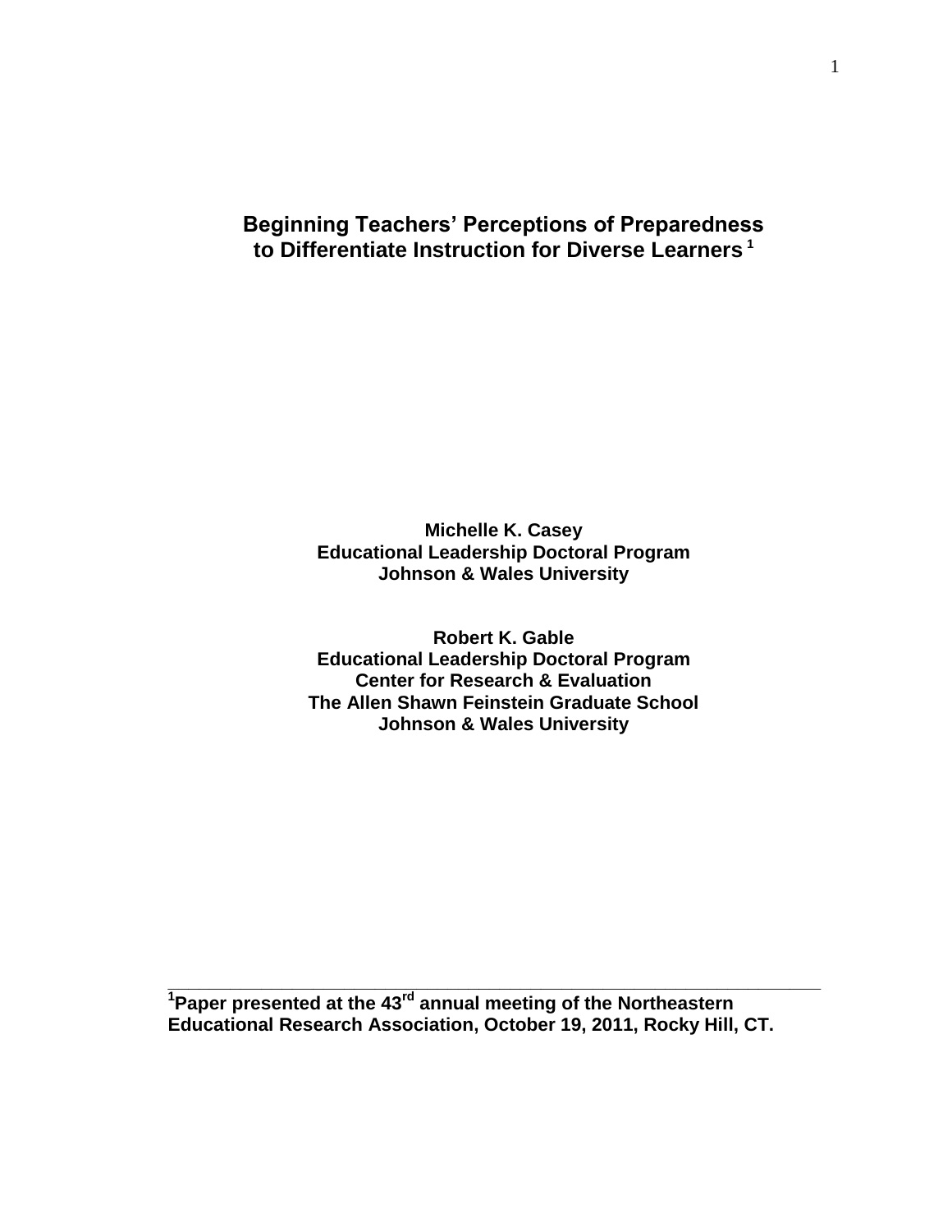# Beginning Teachers' Perceptions of Preparedness to Differentiate Instruction for Diverse Learners [1]

**Michelle K. Casey**
**Educational Leadership Doctoral Program**
**Johnson & Wales University**

**Robert K. Gable**
**Educational Leadership Doctoral Program**
**Center for Research & Evaluation**
**The Allen Shawn Feinstein Graduate School**
**Johnson & Wales University**

---

**[1]Paper presented at the 43rd annual meeting of the Northeastern Educational Research Association, October 19, 2011, Rocky Hill, CT.**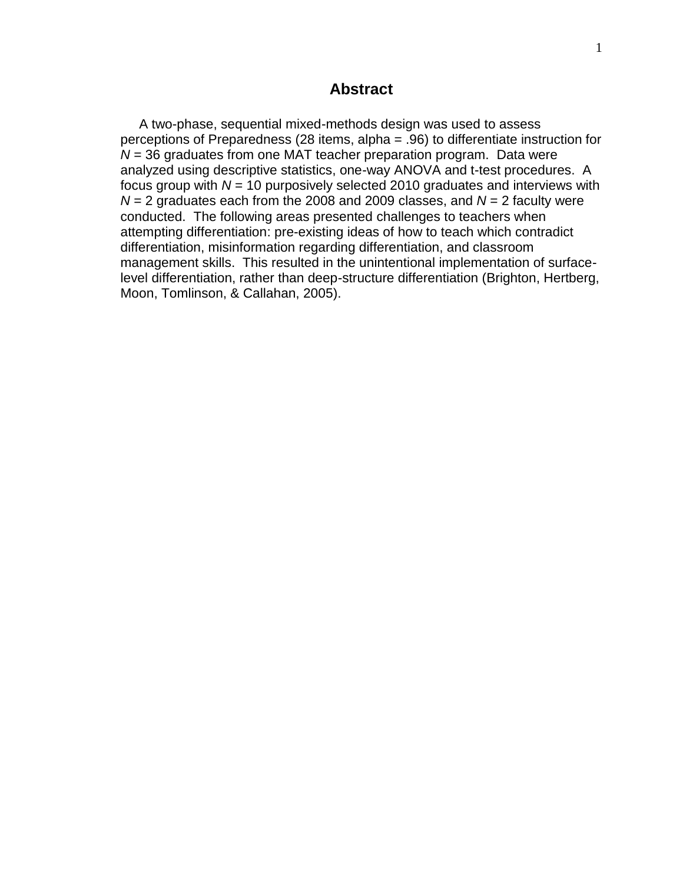# Abstract

A two-phase, sequential mixed-methods design was used to assess perceptions of Preparedness (28 items, alpha = .96) to differentiate instruction for $N = 36$ graduates from one MAT teacher preparation program. Data were analyzed using descriptive statistics, one-way ANOVA and t-test procedures. A focus group with $N = 10$ purposively selected 2010 graduates and interviews with $N = 2$ graduates each from the 2008 and 2009 classes, and $N = 2$ faculty were conducted. The following areas presented challenges to teachers when attempting differentiation: pre-existing ideas of how to teach which contradict differentiation, misinformation regarding differentiation, and classroom management skills. This resulted in the unintentional implementation of surface-level differentiation, rather than deep-structure differentiation (Brighton, Hertberg, Moon, Tomlinson, & Callahan, 2005).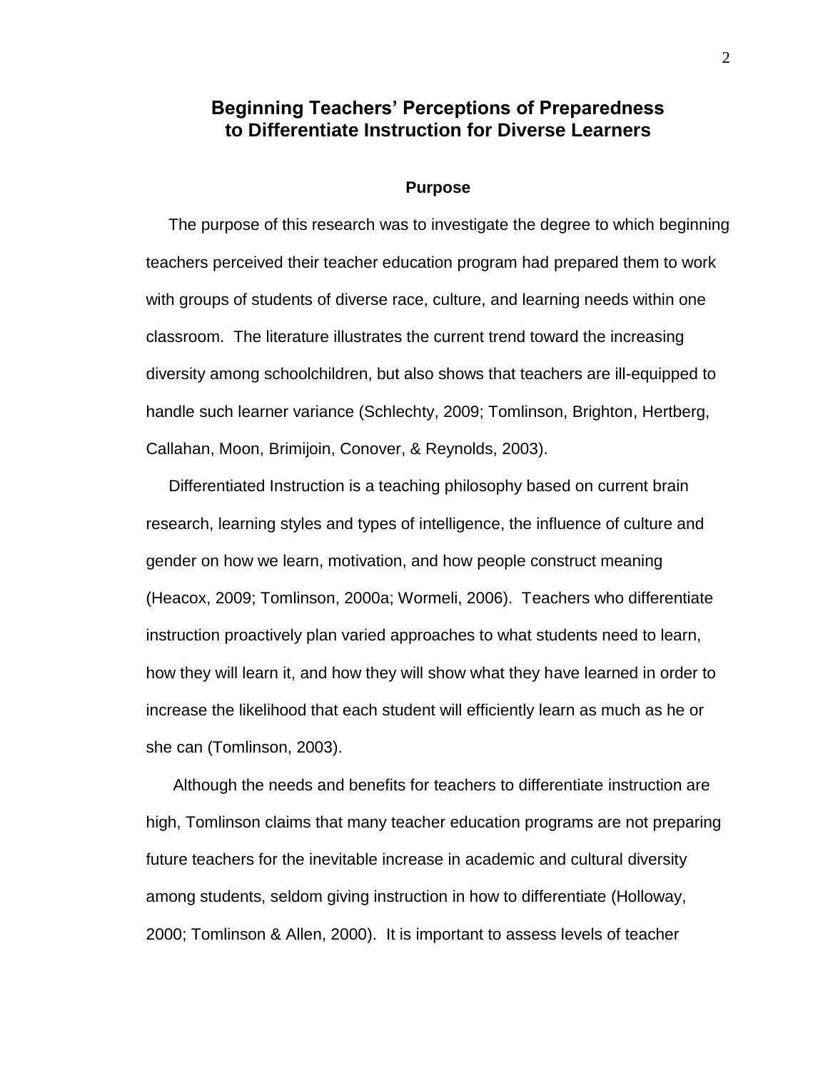# Beginning Teachers' Perceptions of Preparedness to Differentiate Instruction for Diverse Learners

## Purpose

The purpose of this research was to investigate the degree to which beginning teachers perceived their teacher education program had prepared them to work with groups of students of diverse race, culture, and learning needs within one classroom. The literature illustrates the current trend toward the increasing diversity among schoolchildren, but also shows that teachers are ill-equipped to handle such learner variance (Schlechty, 2009; Tomlinson, Brighton, Hertberg, Callahan, Moon, Brimijoin, Conover, & Reynolds, 2003).

Differentiated Instruction is a teaching philosophy based on current brain research, learning styles and types of intelligence, the influence of culture and gender on how we learn, motivation, and how people construct meaning (Heacox, 2009; Tomlinson, 2000a; Wormeli, 2006). Teachers who differentiate instruction proactively plan varied approaches to what students need to learn, how they will learn it, and how they will show what they have learned in order to increase the likelihood that each student will efficiently learn as much as he or she can (Tomlinson, 2003).

Although the needs and benefits for teachers to differentiate instruction are high, Tomlinson claims that many teacher education programs are not preparing future teachers for the inevitable increase in academic and cultural diversity among students, seldom giving instruction in how to differentiate (Holloway, 2000; Tomlinson & Allen, 2000). It is important to assess levels of teacher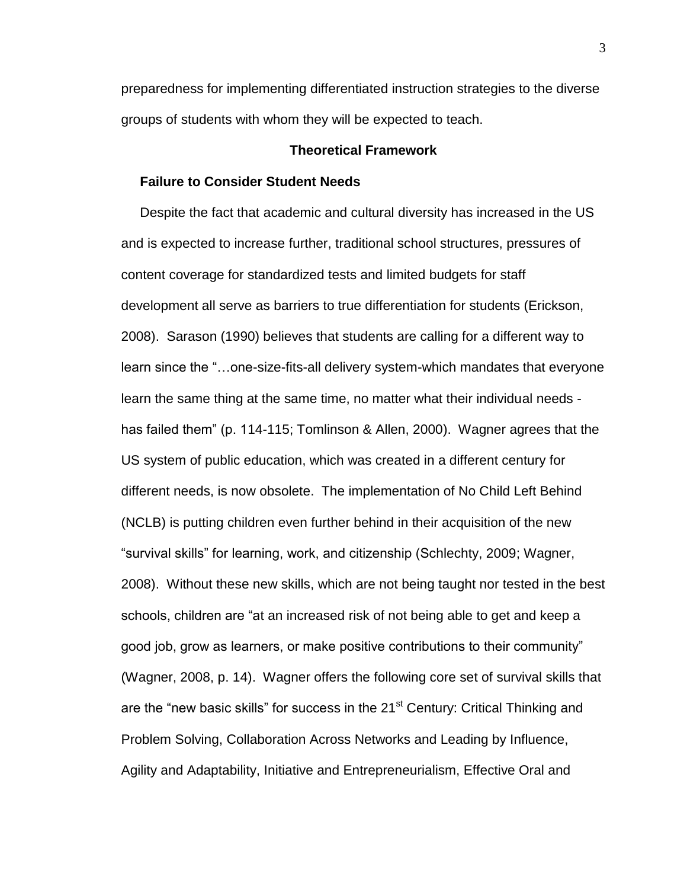preparedness for implementing differentiated instruction strategies to the diverse groups of students with whom they will be expected to teach.

## Theoretical Framework

### Failure to Consider Student Needs

Despite the fact that academic and cultural diversity has increased in the US and is expected to increase further, traditional school structures, pressures of content coverage for standardized tests and limited budgets for staff development all serve as barriers to true differentiation for students (Erickson, 2008). Sarason (1990) believes that students are calling for a different way to learn since the "…one-size-fits-all delivery system-which mandates that everyone learn the same thing at the same time, no matter what their individual needs - has failed them" (p. 114-115; Tomlinson & Allen, 2000). Wagner agrees that the US system of public education, which was created in a different century for different needs, is now obsolete. The implementation of No Child Left Behind (NCLB) is putting children even further behind in their acquisition of the new "survival skills" for learning, work, and citizenship (Schlechty, 2009; Wagner, 2008). Without these new skills, which are not being taught nor tested in the best schools, children are "at an increased risk of not being able to get and keep a good job, grow as learners, or make positive contributions to their community" (Wagner, 2008, p. 14). Wagner offers the following core set of survival skills that are the "new basic skills" for success in the 21st Century: Critical Thinking and Problem Solving, Collaboration Across Networks and Leading by Influence, Agility and Adaptability, Initiative and Entrepreneurialism, Effective Oral and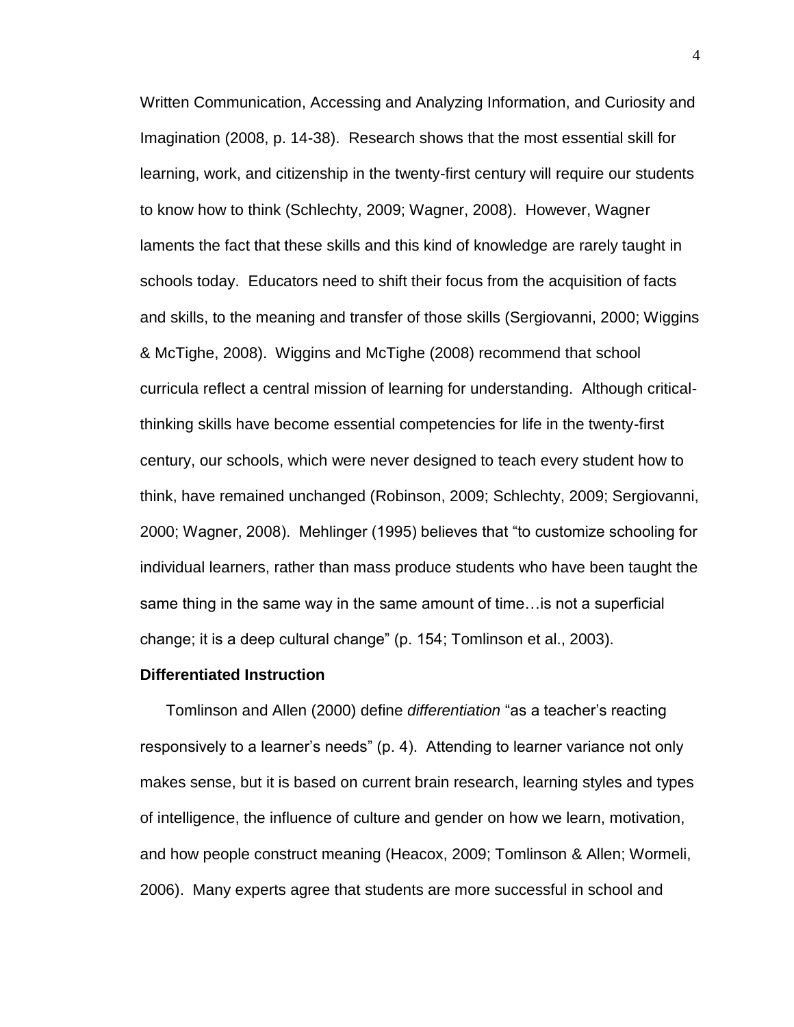Written Communication, Accessing and Analyzing Information, and Curiosity and Imagination (2008, p. 14-38). Research shows that the most essential skill for learning, work, and citizenship in the twenty-first century will require our students to know how to think (Schlechty, 2009; Wagner, 2008). However, Wagner laments the fact that these skills and this kind of knowledge are rarely taught in schools today. Educators need to shift their focus from the acquisition of facts and skills, to the meaning and transfer of those skills (Sergiovanni, 2000; Wiggins & McTighe, 2008). Wiggins and McTighe (2008) recommend that school curricula reflect a central mission of learning for understanding. Although critical-thinking skills have become essential competencies for life in the twenty-first century, our schools, which were never designed to teach every student how to think, have remained unchanged (Robinson, 2009; Schlechty, 2009; Sergiovanni, 2000; Wagner, 2008). Mehlinger (1995) believes that "to customize schooling for individual learners, rather than mass produce students who have been taught the same thing in the same way in the same amount of time…is not a superficial change; it is a deep cultural change" (p. 154; Tomlinson et al., 2003).

**Differentiated Instruction**

Tomlinson and Allen (2000) define *differentiation* "as a teacher's reacting responsively to a learner's needs" (p. 4). Attending to learner variance not only makes sense, but it is based on current brain research, learning styles and types of intelligence, the influence of culture and gender on how we learn, motivation, and how people construct meaning (Heacox, 2009; Tomlinson & Allen; Wormeli, 2006). Many experts agree that students are more successful in school and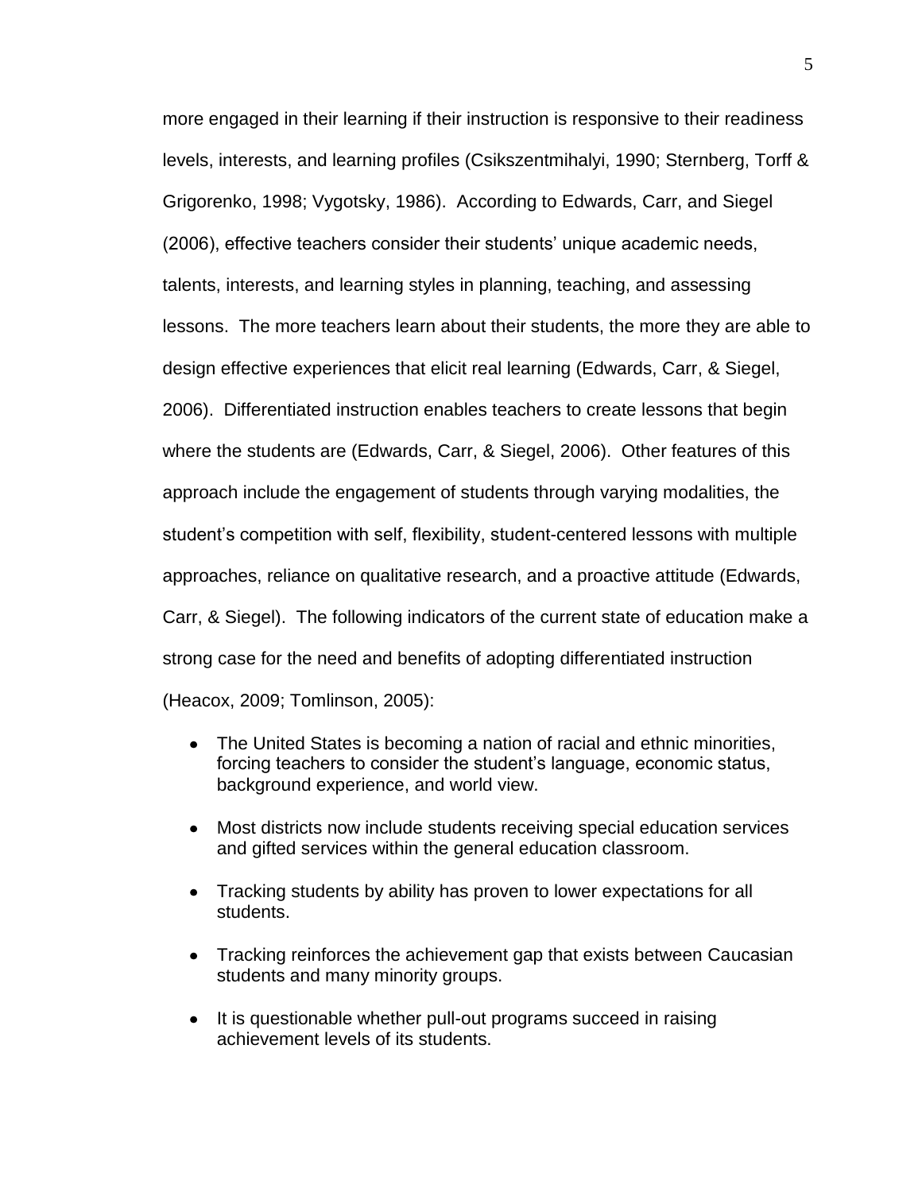more engaged in their learning if their instruction is responsive to their readiness levels, interests, and learning profiles (Csikszentmihalyi, 1990; Sternberg, Torff & Grigorenko, 1998; Vygotsky, 1986). According to Edwards, Carr, and Siegel (2006), effective teachers consider their students' unique academic needs, talents, interests, and learning styles in planning, teaching, and assessing lessons. The more teachers learn about their students, the more they are able to design effective experiences that elicit real learning (Edwards, Carr, & Siegel, 2006). Differentiated instruction enables teachers to create lessons that begin where the students are (Edwards, Carr, & Siegel, 2006). Other features of this approach include the engagement of students through varying modalities, the student's competition with self, flexibility, student-centered lessons with multiple approaches, reliance on qualitative research, and a proactive attitude (Edwards, Carr, & Siegel). The following indicators of the current state of education make a strong case for the need and benefits of adopting differentiated instruction (Heacox, 2009; Tomlinson, 2005):

- The United States is becoming a nation of racial and ethnic minorities, forcing teachers to consider the student's language, economic status, background experience, and world view.
- Most districts now include students receiving special education services and gifted services within the general education classroom.
- Tracking students by ability has proven to lower expectations for all students.
- Tracking reinforces the achievement gap that exists between Caucasian students and many minority groups.
- It is questionable whether pull-out programs succeed in raising achievement levels of its students.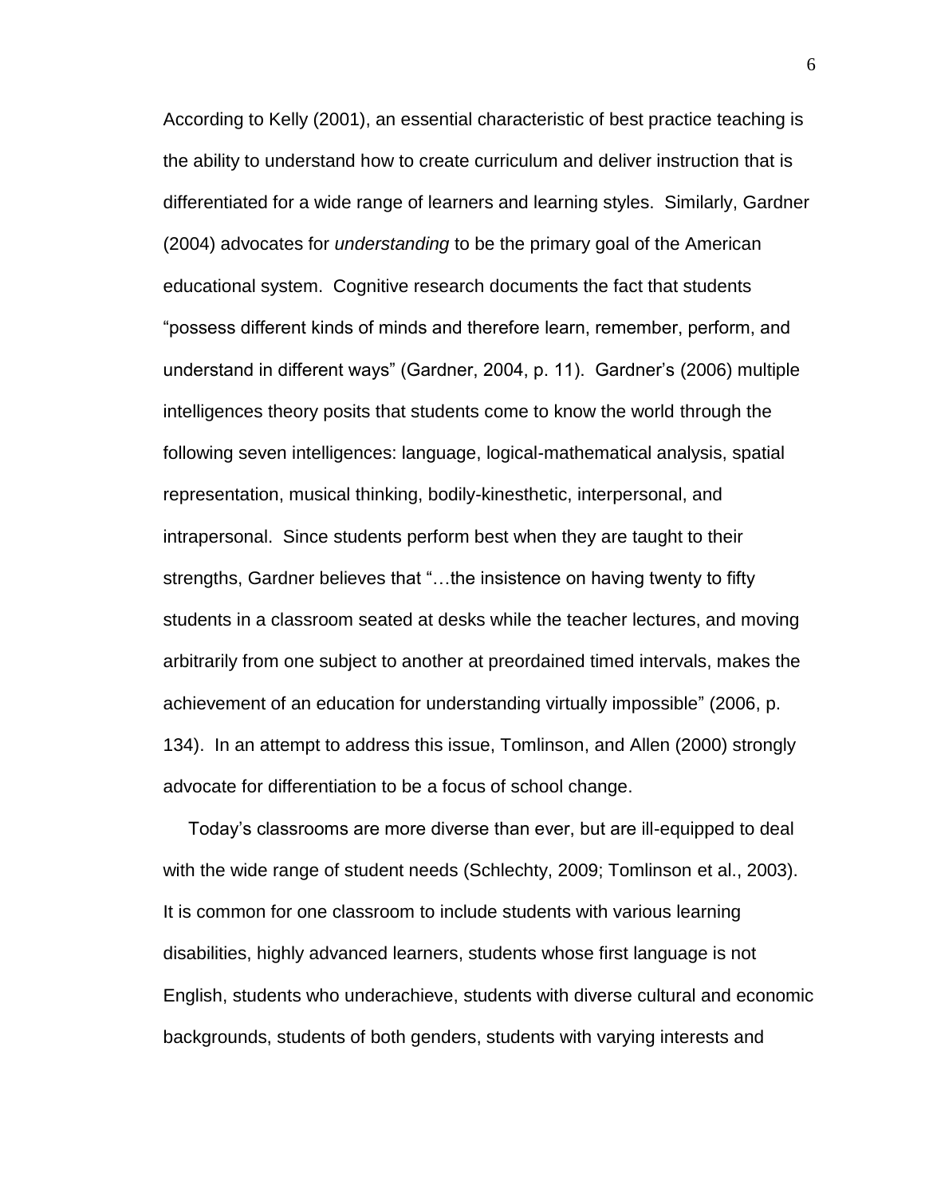According to Kelly (2001), an essential characteristic of best practice teaching is the ability to understand how to create curriculum and deliver instruction that is differentiated for a wide range of learners and learning styles. Similarly, Gardner (2004) advocates for *understanding* to be the primary goal of the American educational system. Cognitive research documents the fact that students "possess different kinds of minds and therefore learn, remember, perform, and understand in different ways" (Gardner, 2004, p. 11). Gardner's (2006) multiple intelligences theory posits that students come to know the world through the following seven intelligences: language, logical-mathematical analysis, spatial representation, musical thinking, bodily-kinesthetic, interpersonal, and intrapersonal. Since students perform best when they are taught to their strengths, Gardner believes that "…the insistence on having twenty to fifty students in a classroom seated at desks while the teacher lectures, and moving arbitrarily from one subject to another at preordained timed intervals, makes the achievement of an education for understanding virtually impossible" (2006, p. 134). In an attempt to address this issue, Tomlinson, and Allen (2000) strongly advocate for differentiation to be a focus of school change.

Today's classrooms are more diverse than ever, but are ill-equipped to deal with the wide range of student needs (Schlechty, 2009; Tomlinson et al., 2003). It is common for one classroom to include students with various learning disabilities, highly advanced learners, students whose first language is not English, students who underachieve, students with diverse cultural and economic backgrounds, students of both genders, students with varying interests and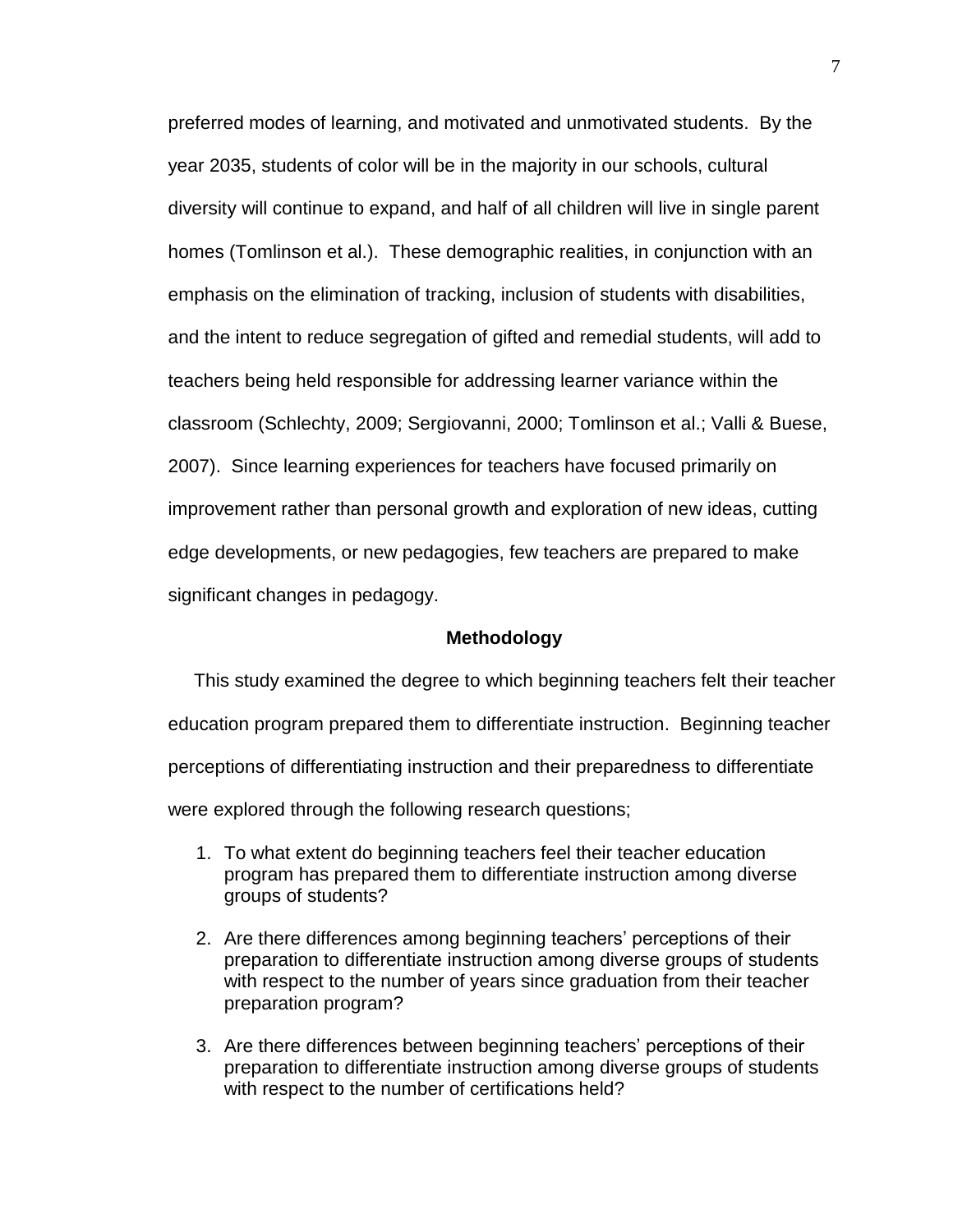preferred modes of learning, and motivated and unmotivated students. By the year 2035, students of color will be in the majority in our schools, cultural diversity will continue to expand, and half of all children will live in single parent homes (Tomlinson et al.). These demographic realities, in conjunction with an emphasis on the elimination of tracking, inclusion of students with disabilities, and the intent to reduce segregation of gifted and remedial students, will add to teachers being held responsible for addressing learner variance within the classroom (Schlechty, 2009; Sergiovanni, 2000; Tomlinson et al.; Valli & Buese, 2007). Since learning experiences for teachers have focused primarily on improvement rather than personal growth and exploration of new ideas, cutting edge developments, or new pedagogies, few teachers are prepared to make significant changes in pedagogy.

## Methodology

This study examined the degree to which beginning teachers felt their teacher education program prepared them to differentiate instruction. Beginning teacher perceptions of differentiating instruction and their preparedness to differentiate were explored through the following research questions;

1. To what extent do beginning teachers feel their teacher education program has prepared them to differentiate instruction among diverse groups of students?
2. Are there differences among beginning teachers' perceptions of their preparation to differentiate instruction among diverse groups of students with respect to the number of years since graduation from their teacher preparation program?
3. Are there differences between beginning teachers' perceptions of their preparation to differentiate instruction among diverse groups of students with respect to the number of certifications held?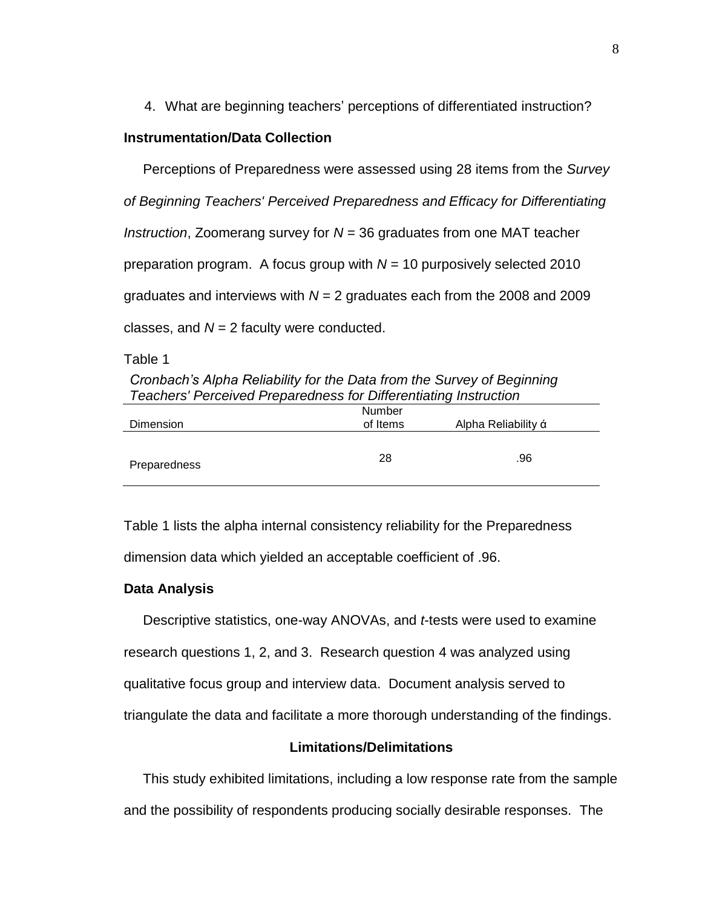4. What are beginning teachers' perceptions of differentiated instruction?

**Instrumentation/Data Collection**

Perceptions of Preparedness were assessed using 28 items from the *Survey of Beginning Teachers' Perceived Preparedness and Efficacy for Differentiating Instruction*, Zoomerang survey for $N$ = 36 graduates from one MAT teacher preparation program. A focus group with $N$ = 10 purposively selected 2010 graduates and interviews with $N$ = 2 graduates each from the 2008 and 2009 classes, and $N$ = 2 faculty were conducted.

Table 1

*Cronbach's Alpha Reliability for the Data from the Survey of Beginning Teachers' Perceived Preparedness for Differentiating Instruction*

| Dimension | Number of Items | Alpha Reliability ά |
|---|---|---|
| Preparedness | 28 | .96 |

Table 1 lists the alpha internal consistency reliability for the Preparedness dimension data which yielded an acceptable coefficient of .96.

**Data Analysis**

Descriptive statistics, one-way ANOVAs, and *t*-tests were used to examine research questions 1, 2, and 3. Research question 4 was analyzed using qualitative focus group and interview data. Document analysis served to triangulate the data and facilitate a more thorough understanding of the findings.

**Limitations/Delimitations**

This study exhibited limitations, including a low response rate from the sample and the possibility of respondents producing socially desirable responses. The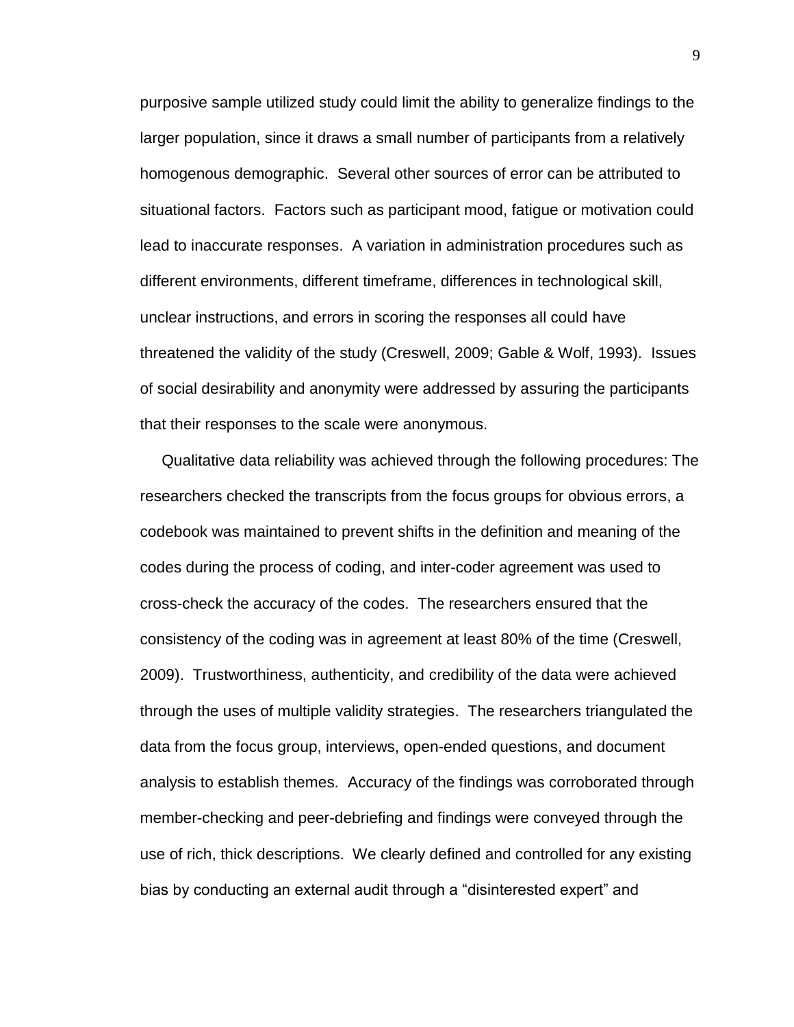purposive sample utilized study could limit the ability to generalize findings to the larger population, since it draws a small number of participants from a relatively homogenous demographic. Several other sources of error can be attributed to situational factors. Factors such as participant mood, fatigue or motivation could lead to inaccurate responses. A variation in administration procedures such as different environments, different timeframe, differences in technological skill, unclear instructions, and errors in scoring the responses all could have threatened the validity of the study (Creswell, 2009; Gable & Wolf, 1993). Issues of social desirability and anonymity were addressed by assuring the participants that their responses to the scale were anonymous.

Qualitative data reliability was achieved through the following procedures: The researchers checked the transcripts from the focus groups for obvious errors, a codebook was maintained to prevent shifts in the definition and meaning of the codes during the process of coding, and inter-coder agreement was used to cross-check the accuracy of the codes. The researchers ensured that the consistency of the coding was in agreement at least 80% of the time (Creswell, 2009). Trustworthiness, authenticity, and credibility of the data were achieved through the uses of multiple validity strategies. The researchers triangulated the data from the focus group, interviews, open-ended questions, and document analysis to establish themes. Accuracy of the findings was corroborated through member-checking and peer-debriefing and findings were conveyed through the use of rich, thick descriptions. We clearly defined and controlled for any existing bias by conducting an external audit through a "disinterested expert" and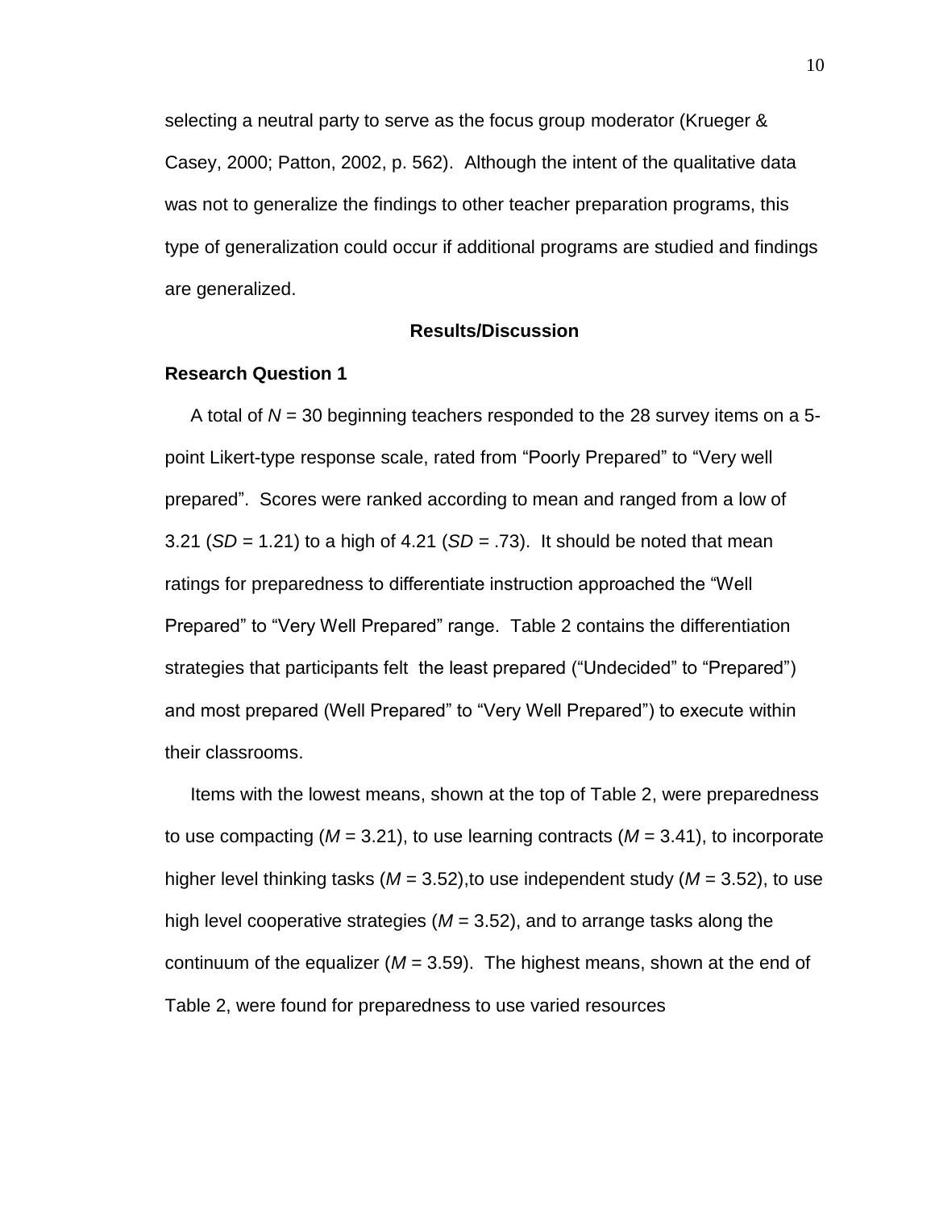selecting a neutral party to serve as the focus group moderator (Krueger & Casey, 2000; Patton, 2002, p. 562). Although the intent of the qualitative data was not to generalize the findings to other teacher preparation programs, this type of generalization could occur if additional programs are studied and findings are generalized.

## Results/Discussion

### Research Question 1

A total of $N$ = 30 beginning teachers responded to the 28 survey items on a 5-point Likert-type response scale, rated from "Poorly Prepared" to "Very well prepared". Scores were ranked according to mean and ranged from a low of 3.21 ($SD$ = 1.21) to a high of 4.21 ($SD$ = .73). It should be noted that mean ratings for preparedness to differentiate instruction approached the "Well Prepared" to "Very Well Prepared" range. Table 2 contains the differentiation strategies that participants felt the least prepared ("Undecided" to "Prepared") and most prepared (Well Prepared" to "Very Well Prepared") to execute within their classrooms.

Items with the lowest means, shown at the top of Table 2, were preparedness to use compacting ($M$ = 3.21), to use learning contracts ($M$ = 3.41), to incorporate higher level thinking tasks ($M$ = 3.52),to use independent study ($M$ = 3.52), to use high level cooperative strategies ($M$ = 3.52), and to arrange tasks along the continuum of the equalizer ($M$ = 3.59). The highest means, shown at the end of Table 2, were found for preparedness to use varied resources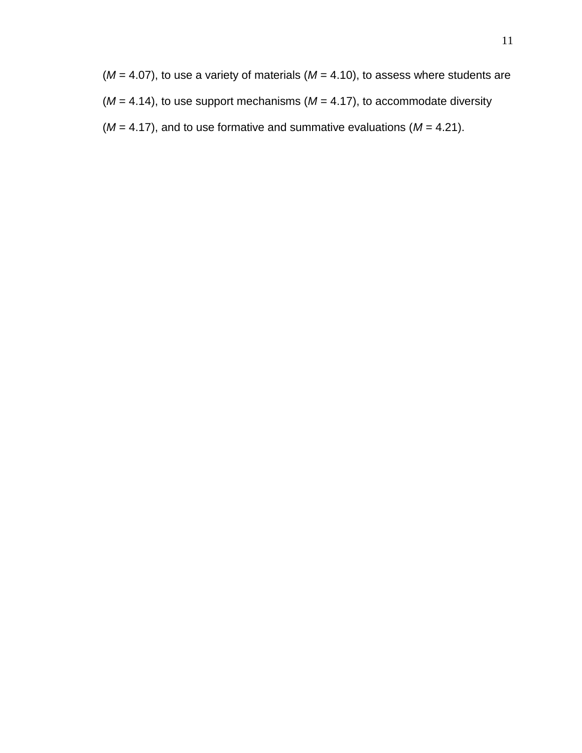($M = 4.07$), to use a variety of materials ($M = 4.10$), to assess where students are ($M = 4.14$), to use support mechanisms ($M = 4.17$), to accommodate diversity ($M = 4.17$), and to use formative and summative evaluations ($M = 4.21$).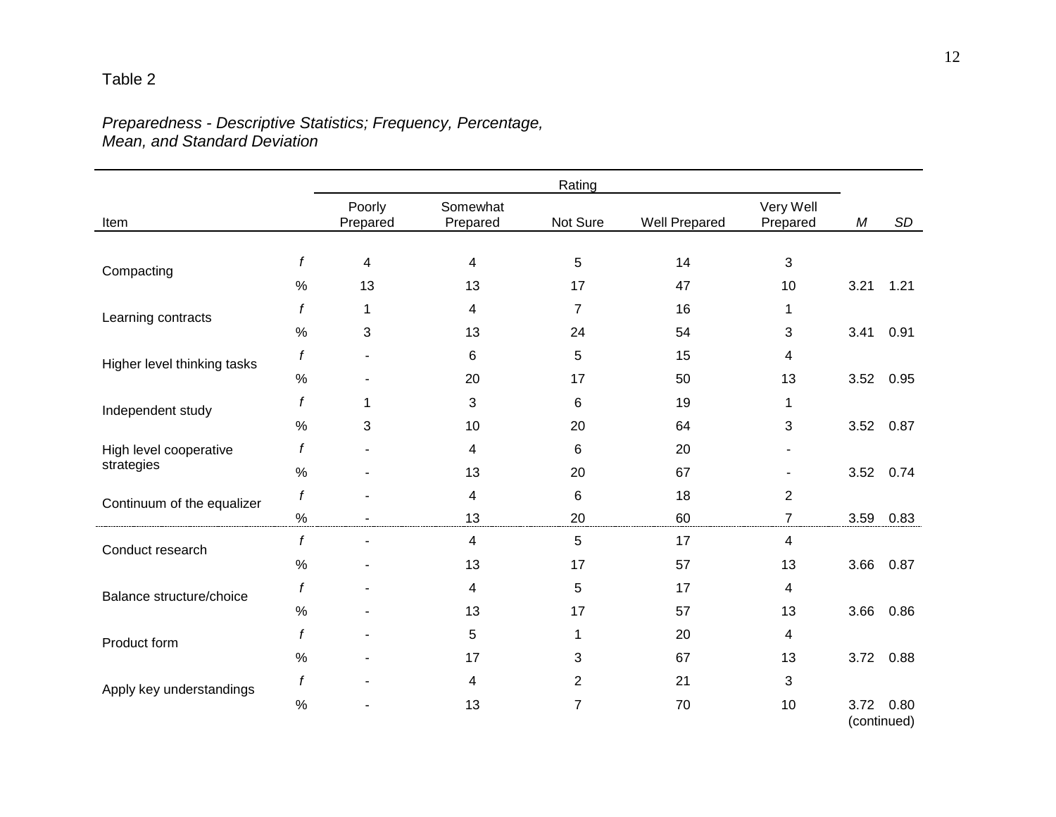Table 2

*Preparedness - Descriptive Statistics; Frequency, Percentage, Mean, and Standard Deviation*

| Item | | Rating | | | | | | |
|---|---|---|---|---|---|---|---|---|
| | | Poorly Prepared | Somewhat Prepared | Not Sure | Well Prepared | Very Well Prepared | *M* | *SD* |
| Compacting | *f* | 4 | 4 | 5 | 14 | 3 | | |
| | % | 13 | 13 | 17 | 47 | 10 | 3.21 | 1.21 |
| Learning contracts | *f* | 1 | 4 | 7 | 16 | 1 | | |
| | % | 3 | 13 | 24 | 54 | 3 | 3.41 | 0.91 |
| Higher level thinking tasks | *f* | - | 6 | 5 | 15 | 4 | | |
| | % | - | 20 | 17 | 50 | 13 | 3.52 | 0.95 |
| Independent study | *f* | 1 | 3 | 6 | 19 | 1 | | |
| | % | 3 | 10 | 20 | 64 | 3 | 3.52 | 0.87 |
| High level cooperative strategies | *f* | - | 4 | 6 | 20 | - | | |
| | % | - | 13 | 20 | 67 | - | 3.52 | 0.74 |
| Continuum of the equalizer | *f* | - | 4 | 6 | 18 | 2 | | |
| | % | - | 13 | 20 | 60 | 7 | 3.59 | 0.83 |
| Conduct research | *f* | - | 4 | 5 | 17 | 4 | | |
| | % | - | 13 | 17 | 57 | 13 | 3.66 | 0.87 |
| Balance structure/choice | *f* | - | 4 | 5 | 17 | 4 | | |
| | % | - | 13 | 17 | 57 | 13 | 3.66 | 0.86 |
| Product form | *f* | - | 5 | 1 | 20 | 4 | | |
| | % | - | 17 | 3 | 67 | 13 | 3.72 | 0.88 |
| Apply key understandings | *f* | - | 4 | 2 | 21 | 3 | | |
| | % | - | 13 | 7 | 70 | 10 | 3.72 | 0.80 |

(continued)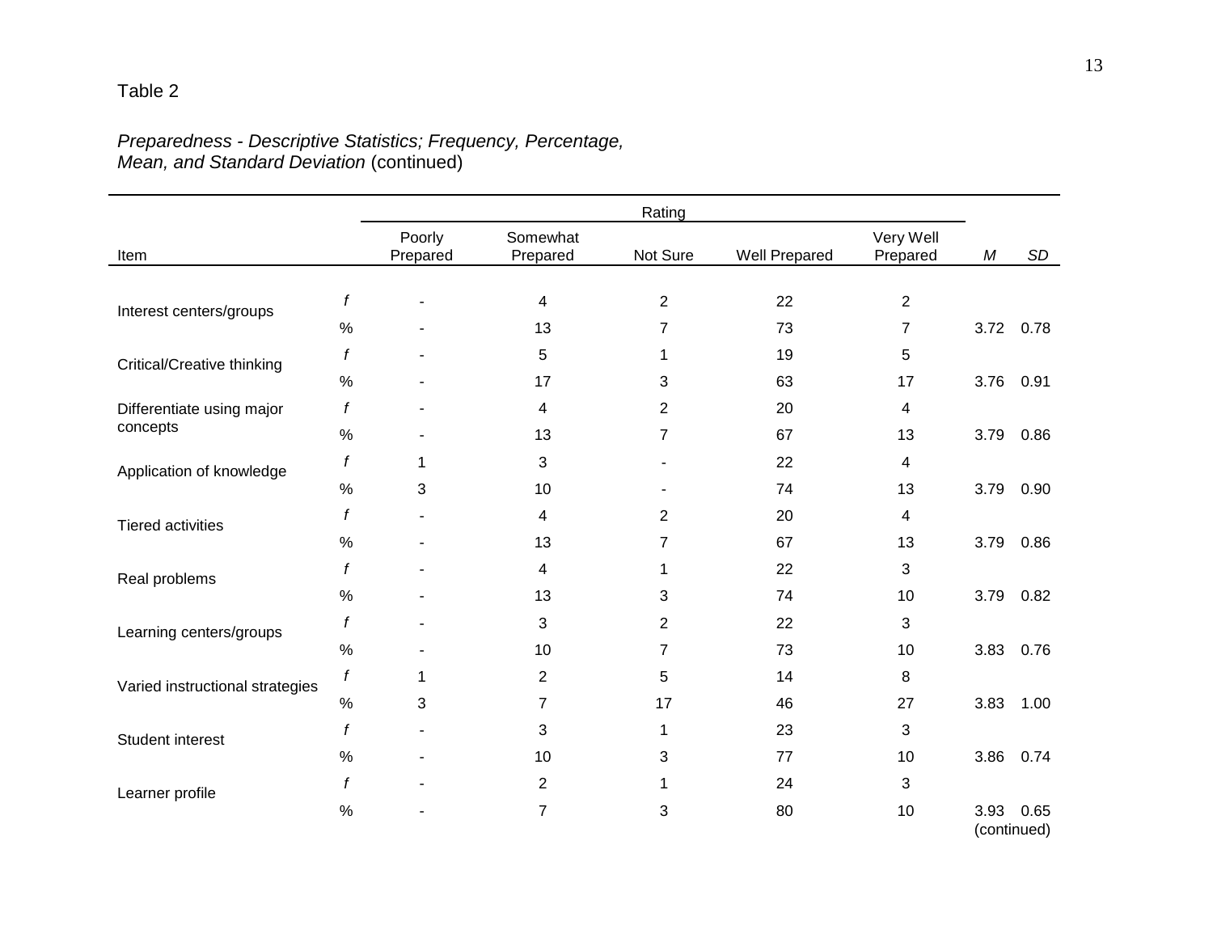Table 2

*Preparedness - Descriptive Statistics; Frequency, Percentage, Mean, and Standard Deviation* (continued)

| Item | | Rating | | | | | | |
|---|---|---|---|---|---|---|---|---|
| | | Poorly Prepared | Somewhat Prepared | Not Sure | Well Prepared | Very Well Prepared | *M* | *SD* |
| Interest centers/groups | *f* | - | 4 | 2 | 22 | 2 | | |
| | % | - | 13 | 7 | 73 | 7 | 3.72 | 0.78 |
| Critical/Creative thinking | *f* | - | 5 | 1 | 19 | 5 | | |
| | % | - | 17 | 3 | 63 | 17 | 3.76 | 0.91 |
| Differentiate using major concepts | *f* | - | 4 | 2 | 20 | 4 | | |
| | % | - | 13 | 7 | 67 | 13 | 3.79 | 0.86 |
| Application of knowledge | *f* | 1 | 3 | - | 22 | 4 | | |
| | % | 3 | 10 | - | 74 | 13 | 3.79 | 0.90 |
| Tiered activities | *f* | - | 4 | 2 | 20 | 4 | | |
| | % | - | 13 | 7 | 67 | 13 | 3.79 | 0.86 |
| Real problems | *f* | - | 4 | 1 | 22 | 3 | | |
| | % | - | 13 | 3 | 74 | 10 | 3.79 | 0.82 |
| Learning centers/groups | *f* | - | 3 | 2 | 22 | 3 | | |
| | % | - | 10 | 7 | 73 | 10 | 3.83 | 0.76 |
| Varied instructional strategies | *f* | 1 | 2 | 5 | 14 | 8 | | |
| | % | 3 | 7 | 17 | 46 | 27 | 3.83 | 1.00 |
| Student interest | *f* | - | 3 | 1 | 23 | 3 | | |
| | % | - | 10 | 3 | 77 | 10 | 3.86 | 0.74 |
| Learner profile | *f* | - | 2 | 1 | 24 | 3 | | |
| | % | - | 7 | 3 | 80 | 10 | 3.93 | 0.65 |

(continued)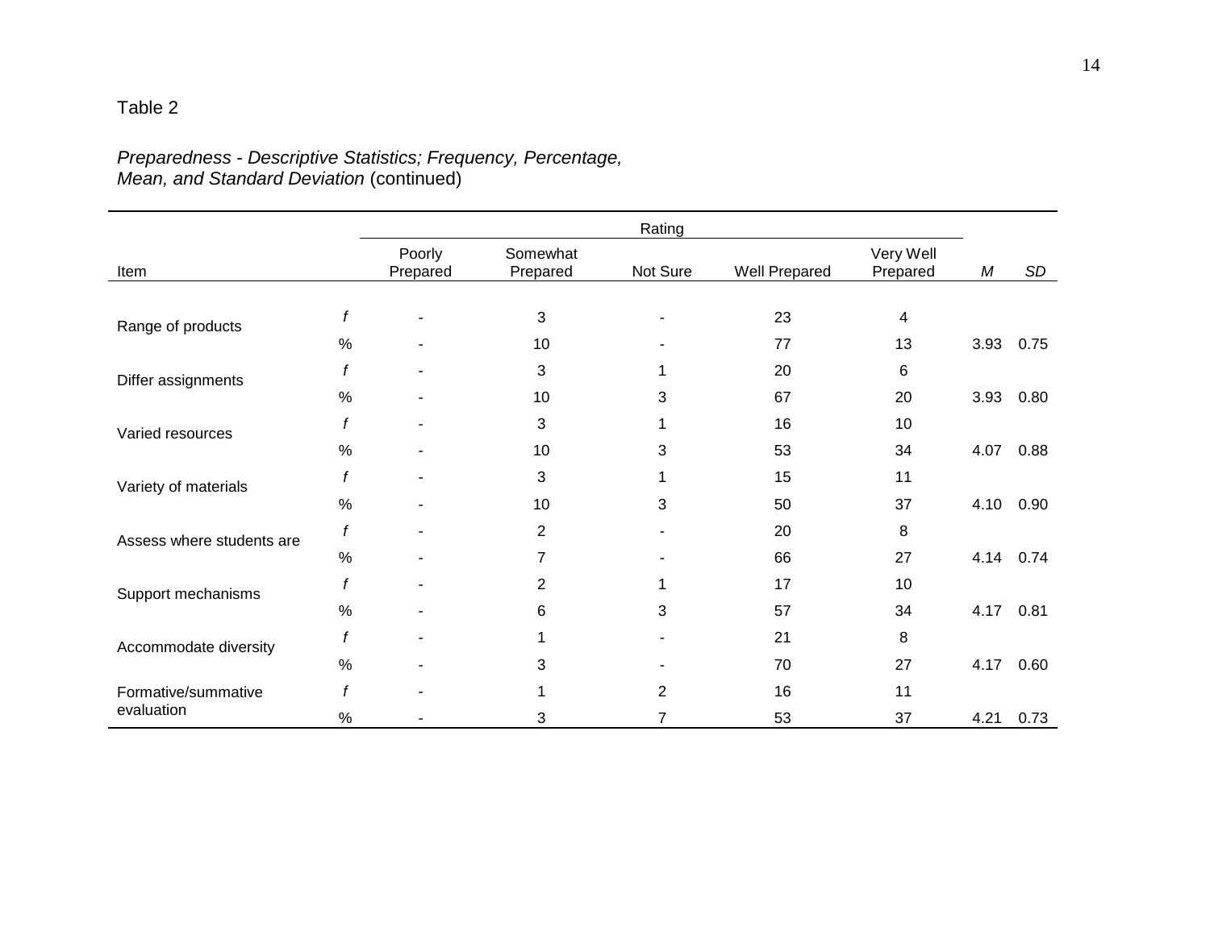Table 2

*Preparedness - Descriptive Statistics; Frequency, Percentage, Mean, and Standard Deviation* (continued)

| Item | | Rating | | | | | | |
|---|---|---|---|---|---|---|---|---|
| | | Poorly Prepared | Somewhat Prepared | Not Sure | Well Prepared | Very Well Prepared | *M* | *SD* |
| Range of products | *f* | - | 3 | - | 23 | 4 | | |
| | % | - | 10 | - | 77 | 13 | 3.93 | 0.75 |
| Differ assignments | *f* | - | 3 | 1 | 20 | 6 | | |
| | % | - | 10 | 3 | 67 | 20 | 3.93 | 0.80 |
| Varied resources | *f* | - | 3 | 1 | 16 | 10 | | |
| | % | - | 10 | 3 | 53 | 34 | 4.07 | 0.88 |
| Variety of materials | *f* | - | 3 | 1 | 15 | 11 | | |
| | % | - | 10 | 3 | 50 | 37 | 4.10 | 0.90 |
| Assess where students are | *f* | - | 2 | - | 20 | 8 | | |
| | % | - | 7 | - | 66 | 27 | 4.14 | 0.74 |
| Support mechanisms | *f* | - | 2 | 1 | 17 | 10 | | |
| | % | - | 6 | 3 | 57 | 34 | 4.17 | 0.81 |
| Accommodate diversity | *f* | - | 1 | - | 21 | 8 | | |
| | % | - | 3 | - | 70 | 27 | 4.17 | 0.60 |
| Formative/summative evaluation | *f* | - | 1 | 2 | 16 | 11 | | |
| | % | - | 3 | 7 | 53 | 37 | 4.21 | 0.73 |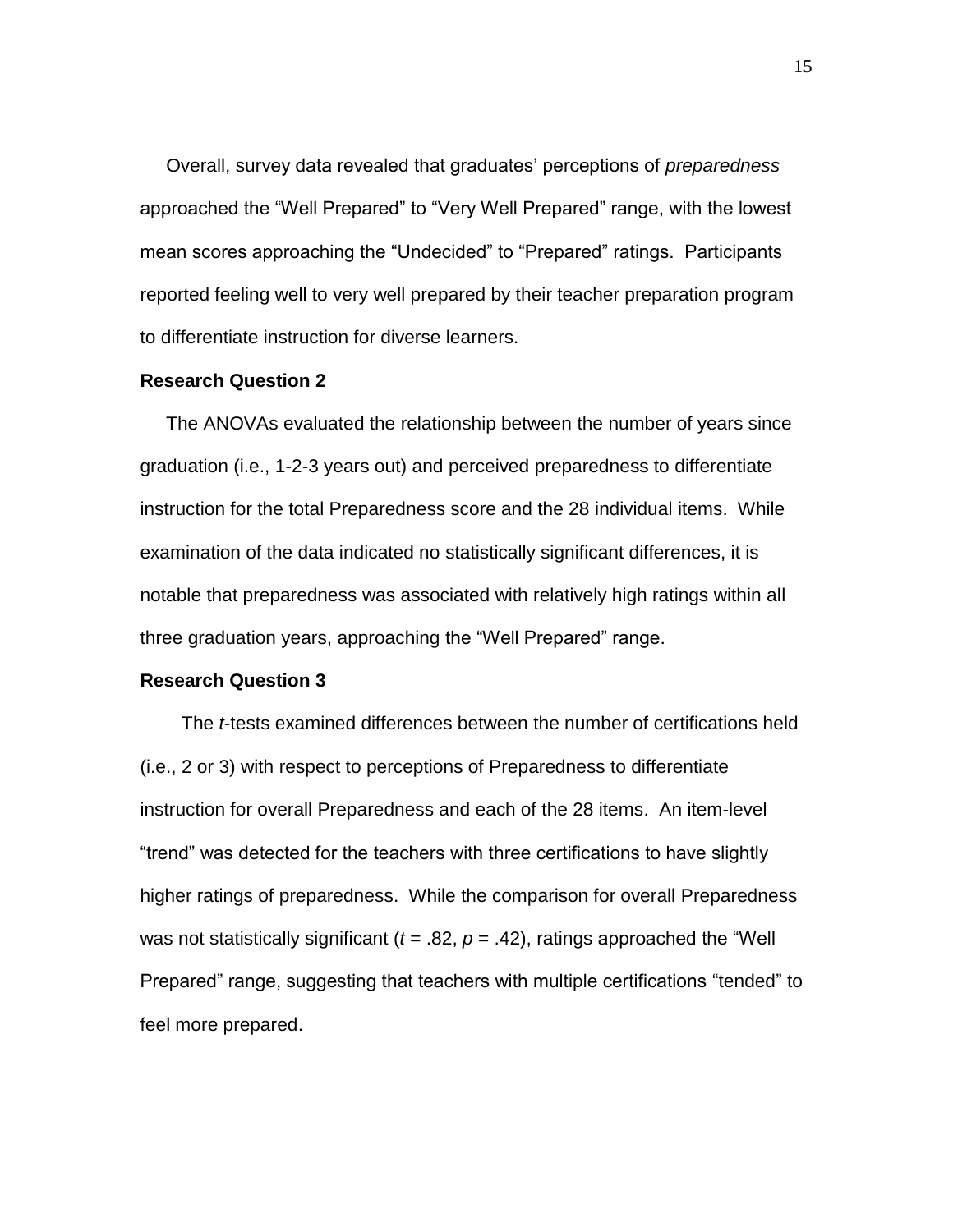Overall, survey data revealed that graduates' perceptions of *preparedness* approached the "Well Prepared" to "Very Well Prepared" range, with the lowest mean scores approaching the "Undecided" to "Prepared" ratings. Participants reported feeling well to very well prepared by their teacher preparation program to differentiate instruction for diverse learners.

**Research Question 2**

The ANOVAs evaluated the relationship between the number of years since graduation (i.e., 1-2-3 years out) and perceived preparedness to differentiate instruction for the total Preparedness score and the 28 individual items. While examination of the data indicated no statistically significant differences, it is notable that preparedness was associated with relatively high ratings within all three graduation years, approaching the "Well Prepared" range.

**Research Question 3**

The *t*-tests examined differences between the number of certifications held (i.e., 2 or 3) with respect to perceptions of Preparedness to differentiate instruction for overall Preparedness and each of the 28 items. An item-level "trend" was detected for the teachers with three certifications to have slightly higher ratings of preparedness. While the comparison for overall Preparedness was not statistically significant ($t = .82$, $p = .42$), ratings approached the "Well Prepared" range, suggesting that teachers with multiple certifications "tended" to feel more prepared.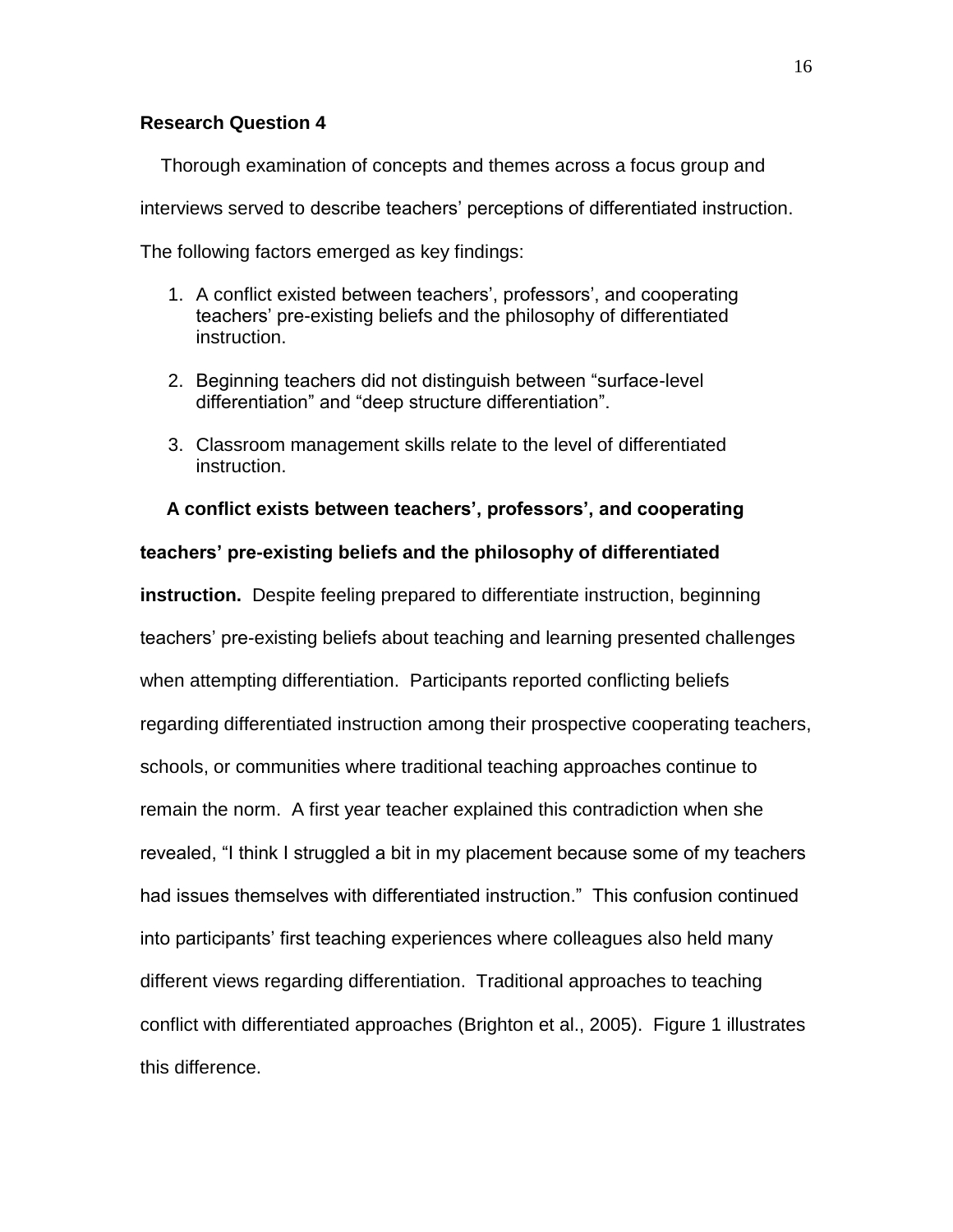### Research Question 4

Thorough examination of concepts and themes across a focus group and interviews served to describe teachers' perceptions of differentiated instruction. The following factors emerged as key findings:

1. A conflict existed between teachers', professors', and cooperating teachers' pre-existing beliefs and the philosophy of differentiated instruction.
2. Beginning teachers did not distinguish between "surface-level differentiation" and "deep structure differentiation".
3. Classroom management skills relate to the level of differentiated instruction.

**A conflict exists between teachers', professors', and cooperating teachers' pre-existing beliefs and the philosophy of differentiated instruction.** Despite feeling prepared to differentiate instruction, beginning teachers' pre-existing beliefs about teaching and learning presented challenges when attempting differentiation. Participants reported conflicting beliefs regarding differentiated instruction among their prospective cooperating teachers, schools, or communities where traditional teaching approaches continue to remain the norm. A first year teacher explained this contradiction when she revealed, "I think I struggled a bit in my placement because some of my teachers had issues themselves with differentiated instruction." This confusion continued into participants' first teaching experiences where colleagues also held many different views regarding differentiation. Traditional approaches to teaching conflict with differentiated approaches (Brighton et al., 2005). Figure 1 illustrates this difference.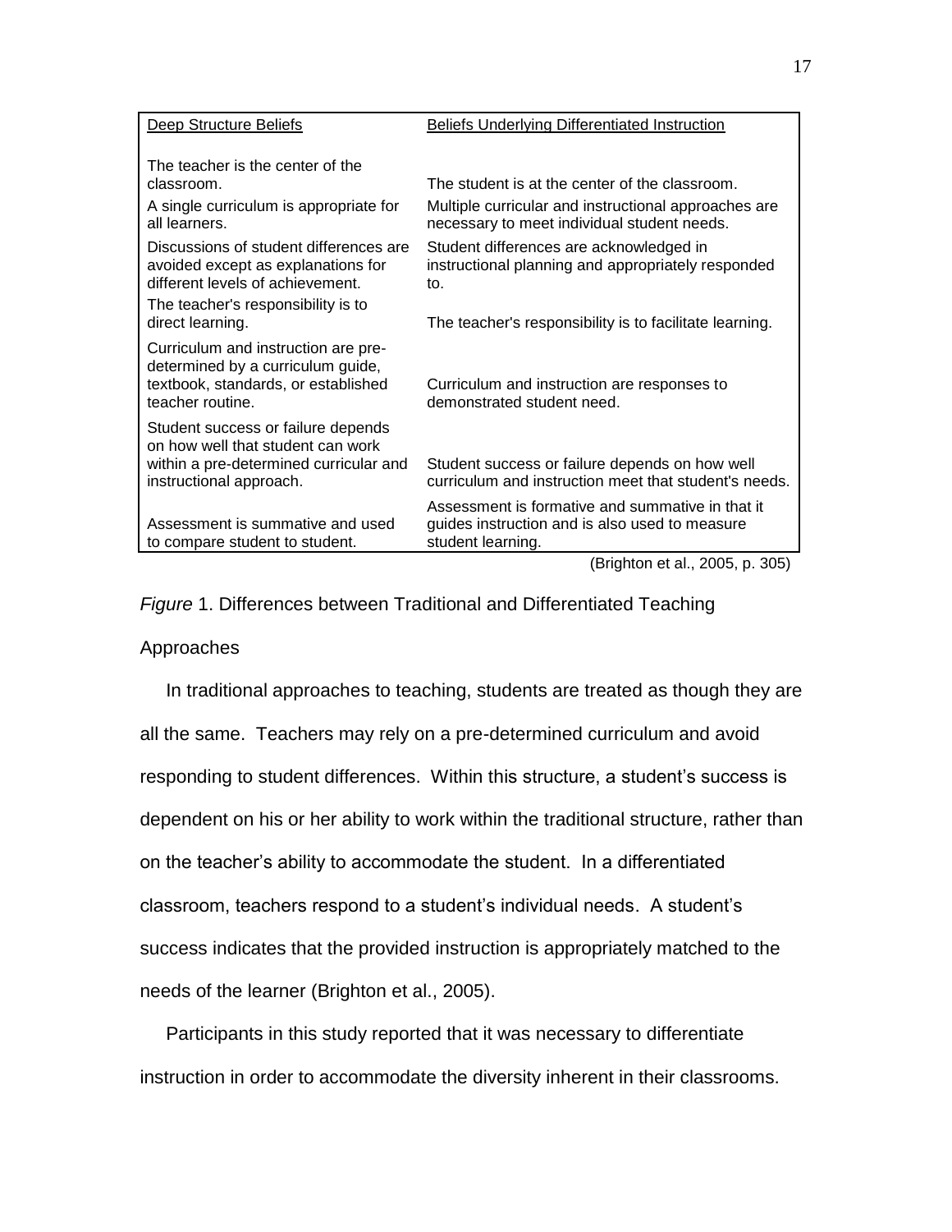| Deep Structure Beliefs | Beliefs Underlying Differentiated Instruction |
|---|---|
| The teacher is the center of the classroom. | The student is at the center of the classroom. |
| A single curriculum is appropriate for all learners. | Multiple curricular and instructional approaches are necessary to meet individual student needs. |
| Discussions of student differences are avoided except as explanations for different levels of achievement. | Student differences are acknowledged in instructional planning and appropriately responded to. |
| The teacher's responsibility is to direct learning. | The teacher's responsibility is to facilitate learning. |
| Curriculum and instruction are pre-determined by a curriculum guide, textbook, standards, or established teacher routine. | Curriculum and instruction are responses to demonstrated student need. |
| Student success or failure depends on how well that student can work within a pre-determined curricular and instructional approach. | Student success or failure depends on how well curriculum and instruction meet that student's needs. |
| Assessment is summative and used to compare student to student. | Assessment is formative and summative in that it guides instruction and is also used to measure student learning. |

(Brighton et al., 2005, p. 305)

*Figure* 1. Differences between Traditional and Differentiated Teaching Approaches

In traditional approaches to teaching, students are treated as though they are all the same. Teachers may rely on a pre-determined curriculum and avoid responding to student differences. Within this structure, a student's success is dependent on his or her ability to work within the traditional structure, rather than on the teacher's ability to accommodate the student. In a differentiated classroom, teachers respond to a student's individual needs. A student's success indicates that the provided instruction is appropriately matched to the needs of the learner (Brighton et al., 2005).

Participants in this study reported that it was necessary to differentiate instruction in order to accommodate the diversity inherent in their classrooms.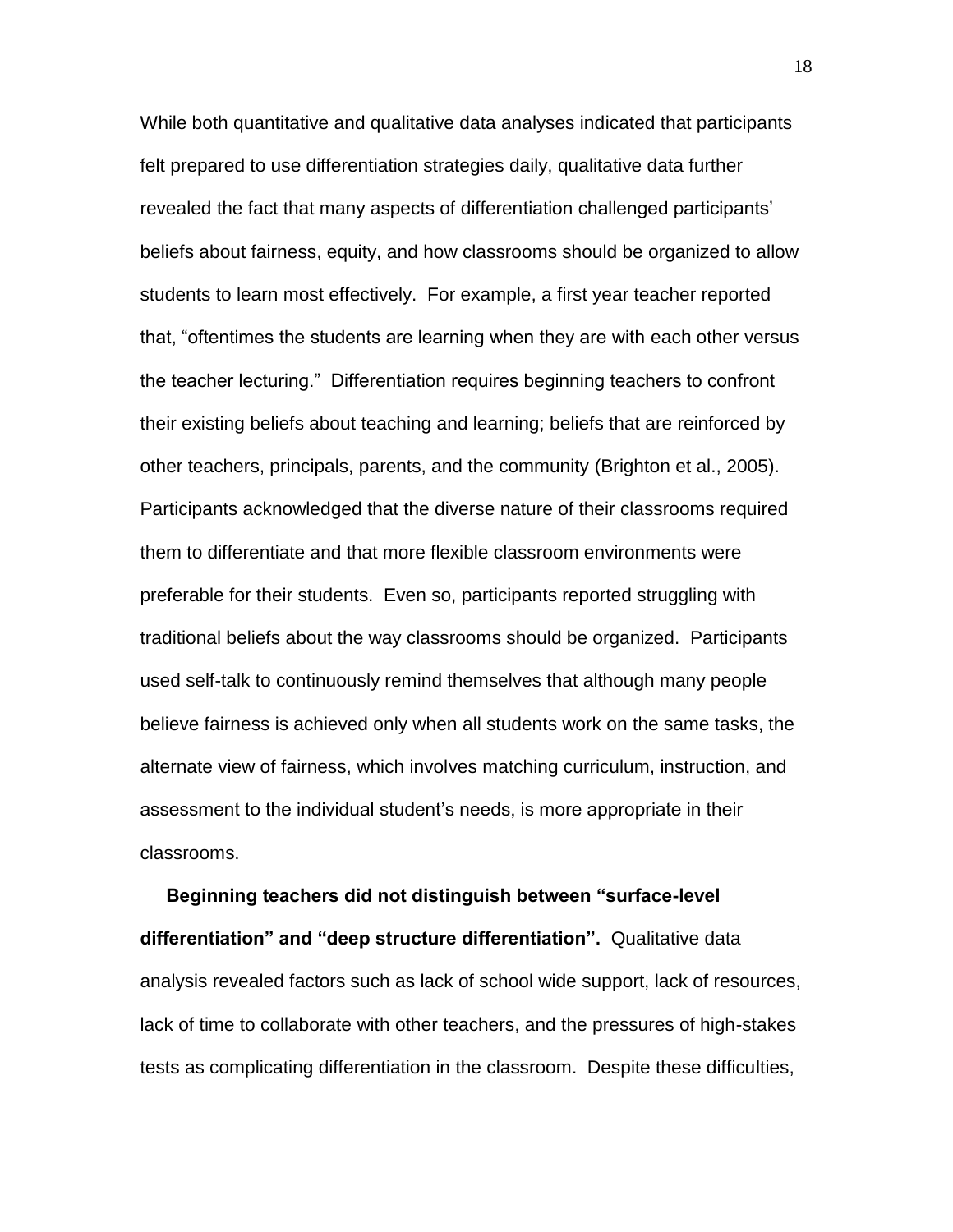While both quantitative and qualitative data analyses indicated that participants felt prepared to use differentiation strategies daily, qualitative data further revealed the fact that many aspects of differentiation challenged participants' beliefs about fairness, equity, and how classrooms should be organized to allow students to learn most effectively. For example, a first year teacher reported that, "oftentimes the students are learning when they are with each other versus the teacher lecturing." Differentiation requires beginning teachers to confront their existing beliefs about teaching and learning; beliefs that are reinforced by other teachers, principals, parents, and the community (Brighton et al., 2005). Participants acknowledged that the diverse nature of their classrooms required them to differentiate and that more flexible classroom environments were preferable for their students. Even so, participants reported struggling with traditional beliefs about the way classrooms should be organized. Participants used self-talk to continuously remind themselves that although many people believe fairness is achieved only when all students work on the same tasks, the alternate view of fairness, which involves matching curriculum, instruction, and assessment to the individual student's needs, is more appropriate in their classrooms.

**Beginning teachers did not distinguish between "surface-level differentiation" and "deep structure differentiation".** Qualitative data analysis revealed factors such as lack of school wide support, lack of resources, lack of time to collaborate with other teachers, and the pressures of high-stakes tests as complicating differentiation in the classroom. Despite these difficulties,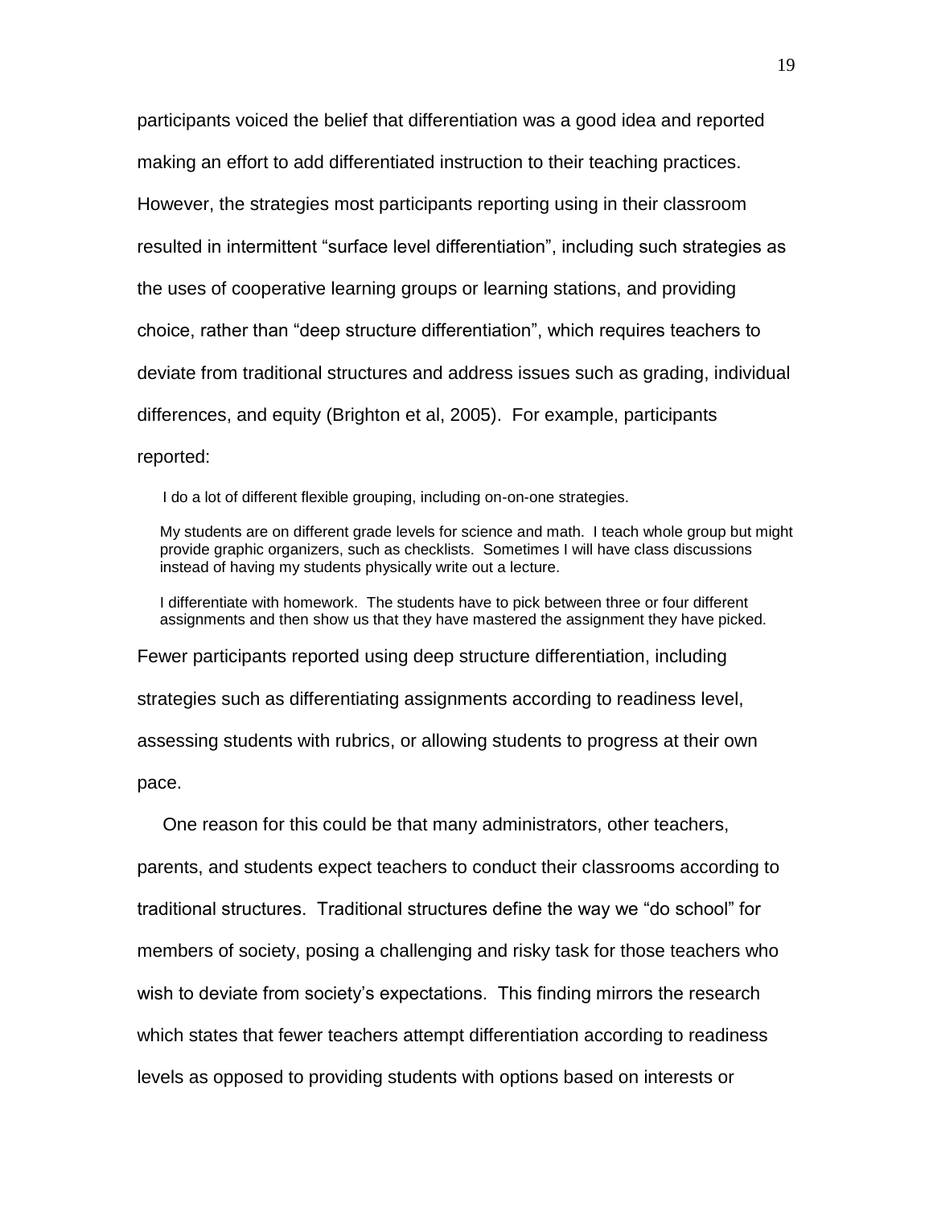participants voiced the belief that differentiation was a good idea and reported making an effort to add differentiated instruction to their teaching practices. However, the strategies most participants reporting using in their classroom resulted in intermittent "surface level differentiation", including such strategies as the uses of cooperative learning groups or learning stations, and providing choice, rather than "deep structure differentiation", which requires teachers to deviate from traditional structures and address issues such as grading, individual differences, and equity (Brighton et al, 2005). For example, participants reported:

> I do a lot of different flexible grouping, including on-on-one strategies.
>
> My students are on different grade levels for science and math. I teach whole group but might provide graphic organizers, such as checklists. Sometimes I will have class discussions instead of having my students physically write out a lecture.
>
> I differentiate with homework. The students have to pick between three or four different assignments and then show us that they have mastered the assignment they have picked.

Fewer participants reported using deep structure differentiation, including strategies such as differentiating assignments according to readiness level, assessing students with rubrics, or allowing students to progress at their own pace.

One reason for this could be that many administrators, other teachers, parents, and students expect teachers to conduct their classrooms according to traditional structures. Traditional structures define the way we "do school" for members of society, posing a challenging and risky task for those teachers who wish to deviate from society's expectations. This finding mirrors the research which states that fewer teachers attempt differentiation according to readiness levels as opposed to providing students with options based on interests or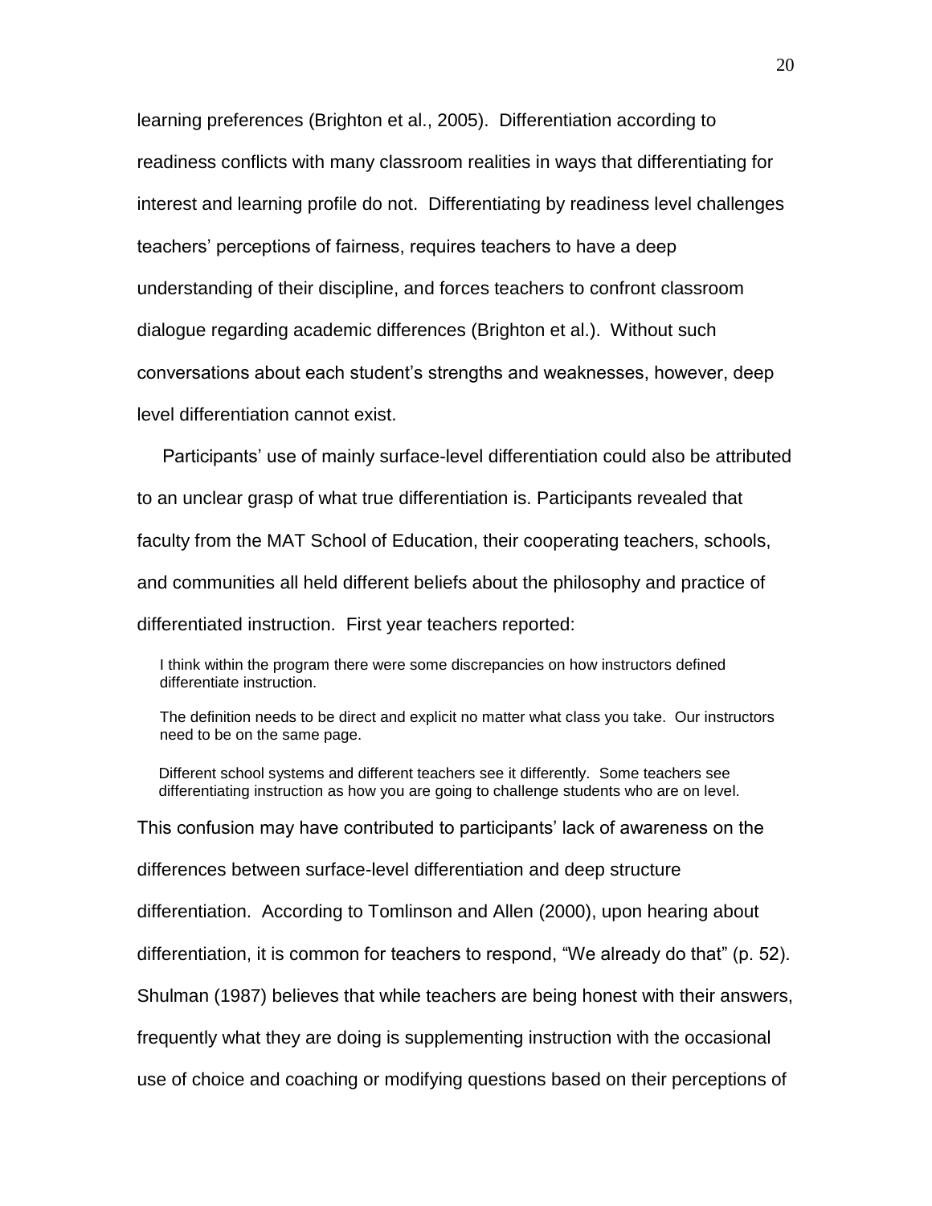learning preferences (Brighton et al., 2005). Differentiation according to readiness conflicts with many classroom realities in ways that differentiating for interest and learning profile do not. Differentiating by readiness level challenges teachers' perceptions of fairness, requires teachers to have a deep understanding of their discipline, and forces teachers to confront classroom dialogue regarding academic differences (Brighton et al.). Without such conversations about each student's strengths and weaknesses, however, deep level differentiation cannot exist.

Participants' use of mainly surface-level differentiation could also be attributed to an unclear grasp of what true differentiation is. Participants revealed that faculty from the MAT School of Education, their cooperating teachers, schools, and communities all held different beliefs about the philosophy and practice of differentiated instruction. First year teachers reported:

> I think within the program there were some discrepancies on how instructors defined differentiate instruction.
>
> The definition needs to be direct and explicit no matter what class you take. Our instructors need to be on the same page.
>
> Different school systems and different teachers see it differently. Some teachers see differentiating instruction as how you are going to challenge students who are on level.

This confusion may have contributed to participants' lack of awareness on the differences between surface-level differentiation and deep structure differentiation. According to Tomlinson and Allen (2000), upon hearing about differentiation, it is common for teachers to respond, "We already do that" (p. 52). Shulman (1987) believes that while teachers are being honest with their answers, frequently what they are doing is supplementing instruction with the occasional use of choice and coaching or modifying questions based on their perceptions of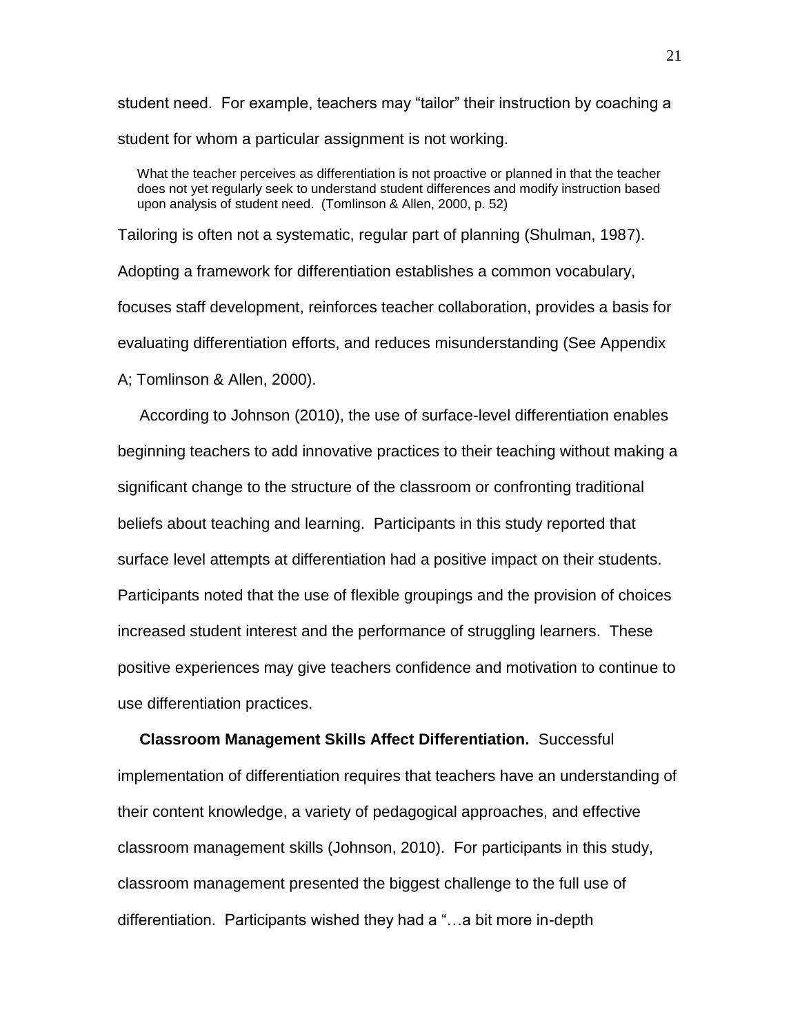student need. For example, teachers may "tailor" their instruction by coaching a student for whom a particular assignment is not working.

> What the teacher perceives as differentiation is not proactive or planned in that the teacher does not yet regularly seek to understand student differences and modify instruction based upon analysis of student need. (Tomlinson & Allen, 2000, p. 52)

Tailoring is often not a systematic, regular part of planning (Shulman, 1987). Adopting a framework for differentiation establishes a common vocabulary, focuses staff development, reinforces teacher collaboration, provides a basis for evaluating differentiation efforts, and reduces misunderstanding (See Appendix A; Tomlinson & Allen, 2000).

According to Johnson (2010), the use of surface-level differentiation enables beginning teachers to add innovative practices to their teaching without making a significant change to the structure of the classroom or confronting traditional beliefs about teaching and learning. Participants in this study reported that surface level attempts at differentiation had a positive impact on their students. Participants noted that the use of flexible groupings and the provision of choices increased student interest and the performance of struggling learners. These positive experiences may give teachers confidence and motivation to continue to use differentiation practices.

**Classroom Management Skills Affect Differentiation.** Successful implementation of differentiation requires that teachers have an understanding of their content knowledge, a variety of pedagogical approaches, and effective classroom management skills (Johnson, 2010). For participants in this study, classroom management presented the biggest challenge to the full use of differentiation. Participants wished they had a "…a bit more in-depth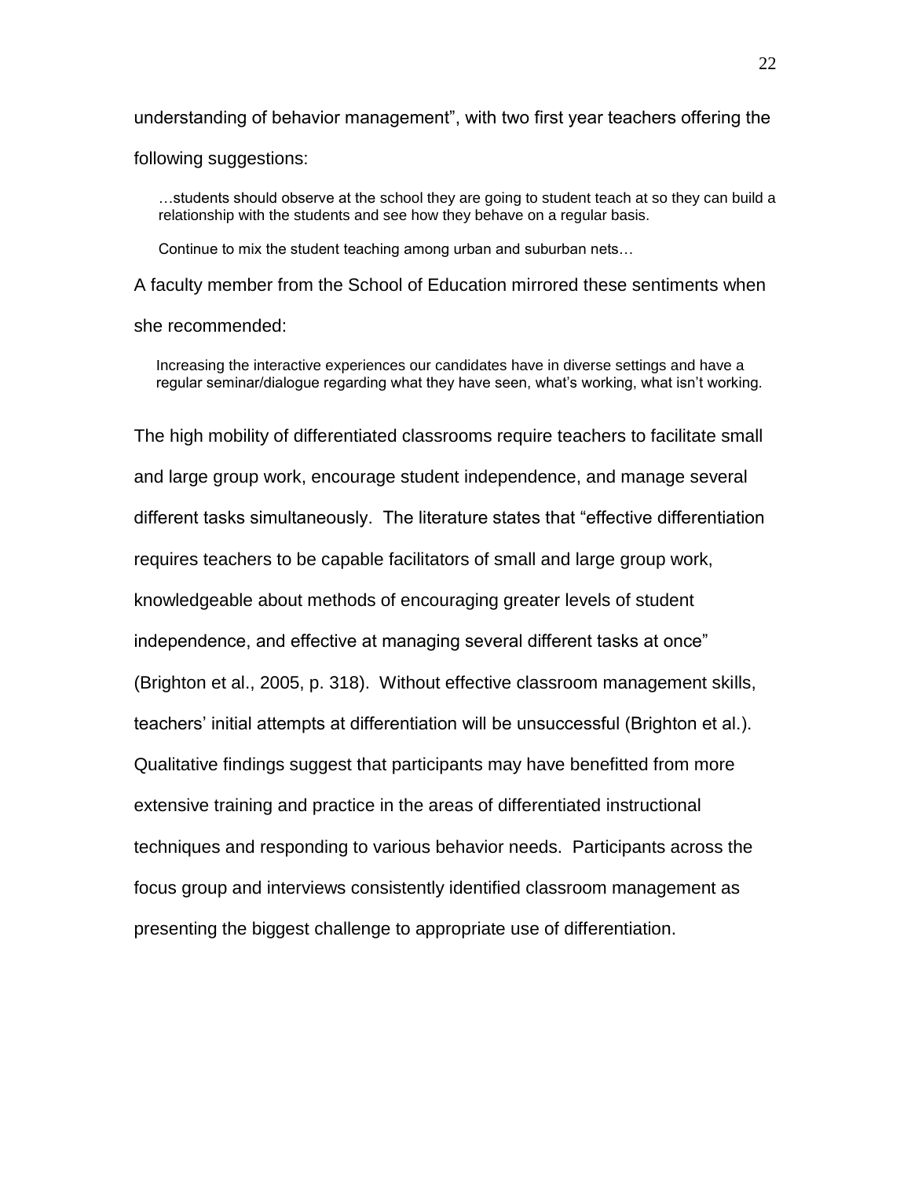understanding of behavior management", with two first year teachers offering the following suggestions:

> …students should observe at the school they are going to student teach at so they can build a relationship with the students and see how they behave on a regular basis.

> Continue to mix the student teaching among urban and suburban nets…

A faculty member from the School of Education mirrored these sentiments when she recommended:

> Increasing the interactive experiences our candidates have in diverse settings and have a regular seminar/dialogue regarding what they have seen, what's working, what isn't working.

The high mobility of differentiated classrooms require teachers to facilitate small and large group work, encourage student independence, and manage several different tasks simultaneously. The literature states that "effective differentiation requires teachers to be capable facilitators of small and large group work, knowledgeable about methods of encouraging greater levels of student independence, and effective at managing several different tasks at once" (Brighton et al., 2005, p. 318). Without effective classroom management skills, teachers' initial attempts at differentiation will be unsuccessful (Brighton et al.). Qualitative findings suggest that participants may have benefitted from more extensive training and practice in the areas of differentiated instructional techniques and responding to various behavior needs. Participants across the focus group and interviews consistently identified classroom management as presenting the biggest challenge to appropriate use of differentiation.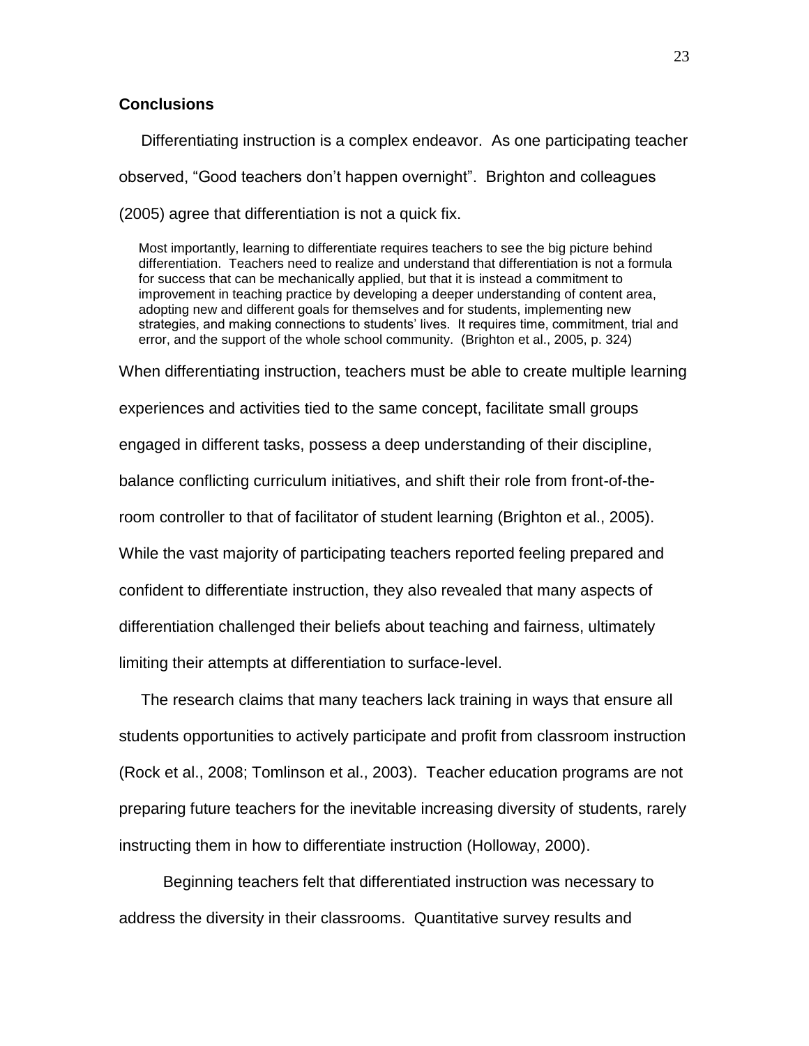**Conclusions**

Differentiating instruction is a complex endeavor. As one participating teacher observed, "Good teachers don't happen overnight". Brighton and colleagues (2005) agree that differentiation is not a quick fix.

> Most importantly, learning to differentiate requires teachers to see the big picture behind differentiation. Teachers need to realize and understand that differentiation is not a formula for success that can be mechanically applied, but that it is instead a commitment to improvement in teaching practice by developing a deeper understanding of content area, adopting new and different goals for themselves and for students, implementing new strategies, and making connections to students' lives. It requires time, commitment, trial and error, and the support of the whole school community. (Brighton et al., 2005, p. 324)

When differentiating instruction, teachers must be able to create multiple learning experiences and activities tied to the same concept, facilitate small groups engaged in different tasks, possess a deep understanding of their discipline, balance conflicting curriculum initiatives, and shift their role from front-of-the-room controller to that of facilitator of student learning (Brighton et al., 2005). While the vast majority of participating teachers reported feeling prepared and confident to differentiate instruction, they also revealed that many aspects of differentiation challenged their beliefs about teaching and fairness, ultimately limiting their attempts at differentiation to surface-level.

The research claims that many teachers lack training in ways that ensure all students opportunities to actively participate and profit from classroom instruction (Rock et al., 2008; Tomlinson et al., 2003). Teacher education programs are not preparing future teachers for the inevitable increasing diversity of students, rarely instructing them in how to differentiate instruction (Holloway, 2000).

Beginning teachers felt that differentiated instruction was necessary to address the diversity in their classrooms. Quantitative survey results and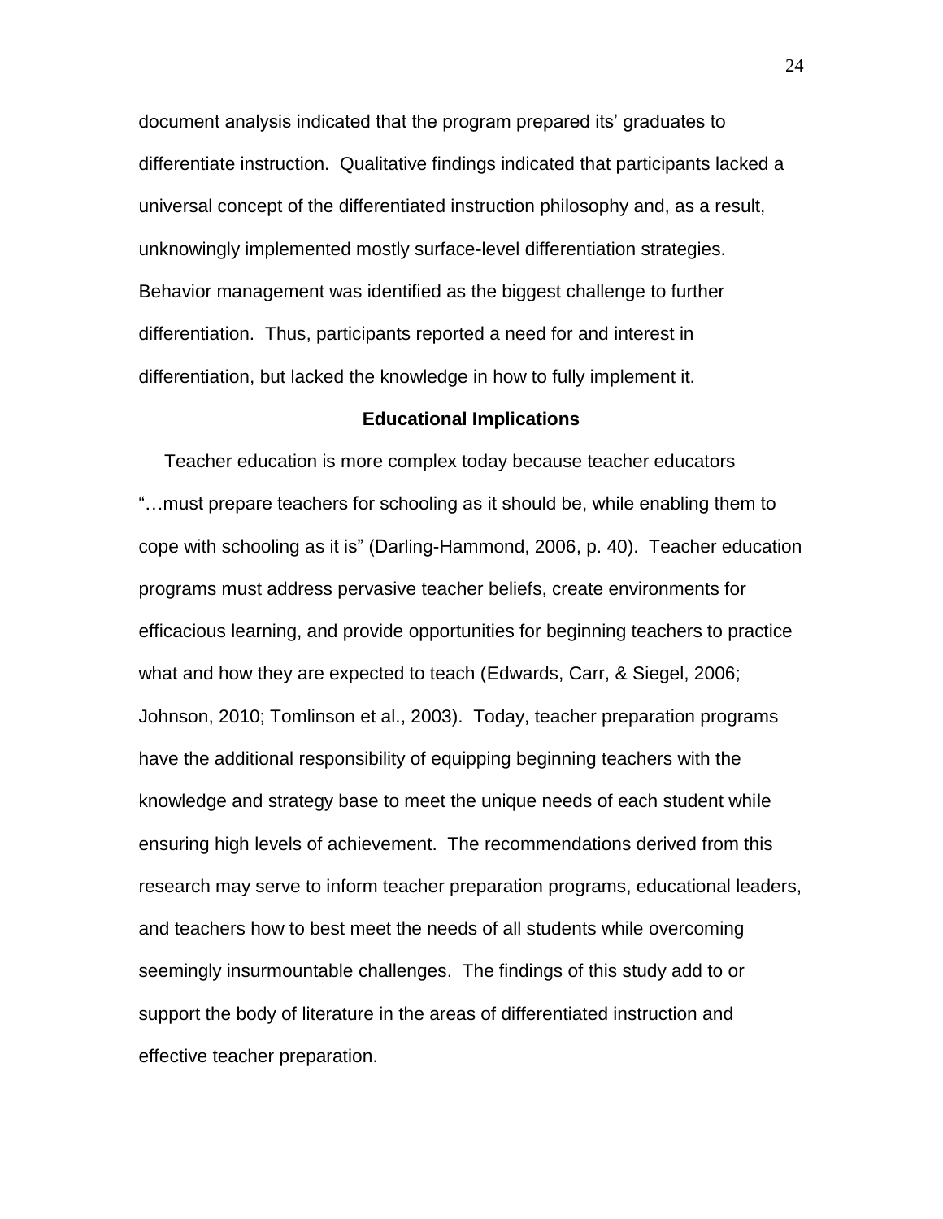document analysis indicated that the program prepared its' graduates to differentiate instruction. Qualitative findings indicated that participants lacked a universal concept of the differentiated instruction philosophy and, as a result, unknowingly implemented mostly surface-level differentiation strategies. Behavior management was identified as the biggest challenge to further differentiation. Thus, participants reported a need for and interest in differentiation, but lacked the knowledge in how to fully implement it.

## Educational Implications

Teacher education is more complex today because teacher educators "…must prepare teachers for schooling as it should be, while enabling them to cope with schooling as it is" (Darling-Hammond, 2006, p. 40). Teacher education programs must address pervasive teacher beliefs, create environments for efficacious learning, and provide opportunities for beginning teachers to practice what and how they are expected to teach (Edwards, Carr, & Siegel, 2006; Johnson, 2010; Tomlinson et al., 2003). Today, teacher preparation programs have the additional responsibility of equipping beginning teachers with the knowledge and strategy base to meet the unique needs of each student while ensuring high levels of achievement. The recommendations derived from this research may serve to inform teacher preparation programs, educational leaders, and teachers how to best meet the needs of all students while overcoming seemingly insurmountable challenges. The findings of this study add to or support the body of literature in the areas of differentiated instruction and effective teacher preparation.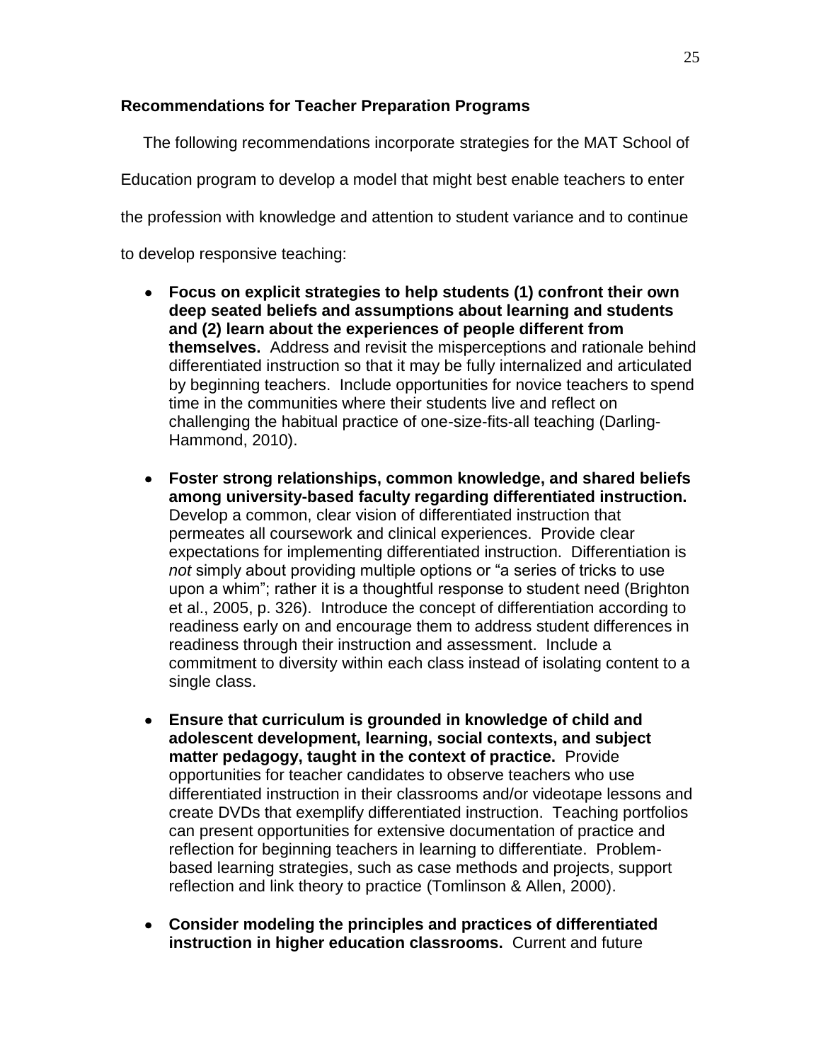**Recommendations for Teacher Preparation Programs**

The following recommendations incorporate strategies for the MAT School of Education program to develop a model that might best enable teachers to enter the profession with knowledge and attention to student variance and to continue to develop responsive teaching:

- **Focus on explicit strategies to help students (1) confront their own deep seated beliefs and assumptions about learning and students and (2) learn about the experiences of people different from themselves.** Address and revisit the misperceptions and rationale behind differentiated instruction so that it may be fully internalized and articulated by beginning teachers. Include opportunities for novice teachers to spend time in the communities where their students live and reflect on challenging the habitual practice of one-size-fits-all teaching (Darling-Hammond, 2010).

- **Foster strong relationships, common knowledge, and shared beliefs among university-based faculty regarding differentiated instruction.** Develop a common, clear vision of differentiated instruction that permeates all coursework and clinical experiences. Provide clear expectations for implementing differentiated instruction. Differentiation is *not* simply about providing multiple options or "a series of tricks to use upon a whim"; rather it is a thoughtful response to student need (Brighton et al., 2005, p. 326). Introduce the concept of differentiation according to readiness early on and encourage them to address student differences in readiness through their instruction and assessment. Include a commitment to diversity within each class instead of isolating content to a single class.

- **Ensure that curriculum is grounded in knowledge of child and adolescent development, learning, social contexts, and subject matter pedagogy, taught in the context of practice.** Provide opportunities for teacher candidates to observe teachers who use differentiated instruction in their classrooms and/or videotape lessons and create DVDs that exemplify differentiated instruction. Teaching portfolios can present opportunities for extensive documentation of practice and reflection for beginning teachers in learning to differentiate. Problem-based learning strategies, such as case methods and projects, support reflection and link theory to practice (Tomlinson & Allen, 2000).

- **Consider modeling the principles and practices of differentiated instruction in higher education classrooms.** Current and future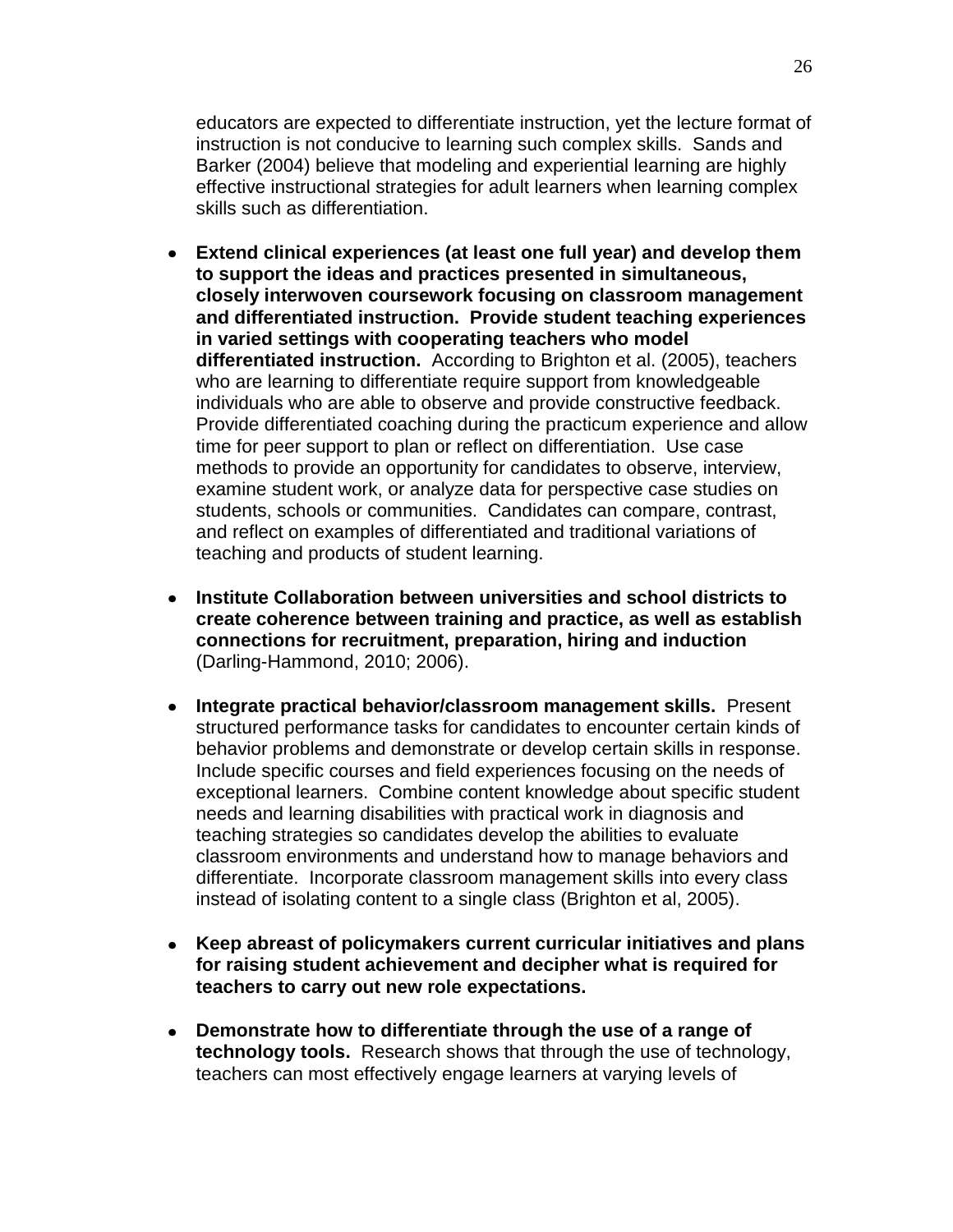educators are expected to differentiate instruction, yet the lecture format of instruction is not conducive to learning such complex skills. Sands and Barker (2004) believe that modeling and experiential learning are highly effective instructional strategies for adult learners when learning complex skills such as differentiation.

- **Extend clinical experiences (at least one full year) and develop them to support the ideas and practices presented in simultaneous, closely interwoven coursework focusing on classroom management and differentiated instruction. Provide student teaching experiences in varied settings with cooperating teachers who model differentiated instruction.** According to Brighton et al. (2005), teachers who are learning to differentiate require support from knowledgeable individuals who are able to observe and provide constructive feedback. Provide differentiated coaching during the practicum experience and allow time for peer support to plan or reflect on differentiation. Use case methods to provide an opportunity for candidates to observe, interview, examine student work, or analyze data for perspective case studies on students, schools or communities. Candidates can compare, contrast, and reflect on examples of differentiated and traditional variations of teaching and products of student learning.

- **Institute Collaboration between universities and school districts to create coherence between training and practice, as well as establish connections for recruitment, preparation, hiring and induction** (Darling-Hammond, 2010; 2006).

- **Integrate practical behavior/classroom management skills.** Present structured performance tasks for candidates to encounter certain kinds of behavior problems and demonstrate or develop certain skills in response. Include specific courses and field experiences focusing on the needs of exceptional learners. Combine content knowledge about specific student needs and learning disabilities with practical work in diagnosis and teaching strategies so candidates develop the abilities to evaluate classroom environments and understand how to manage behaviors and differentiate. Incorporate classroom management skills into every class instead of isolating content to a single class (Brighton et al, 2005).

- **Keep abreast of policymakers current curricular initiatives and plans for raising student achievement and decipher what is required for teachers to carry out new role expectations.**

- **Demonstrate how to differentiate through the use of a range of technology tools.** Research shows that through the use of technology, teachers can most effectively engage learners at varying levels of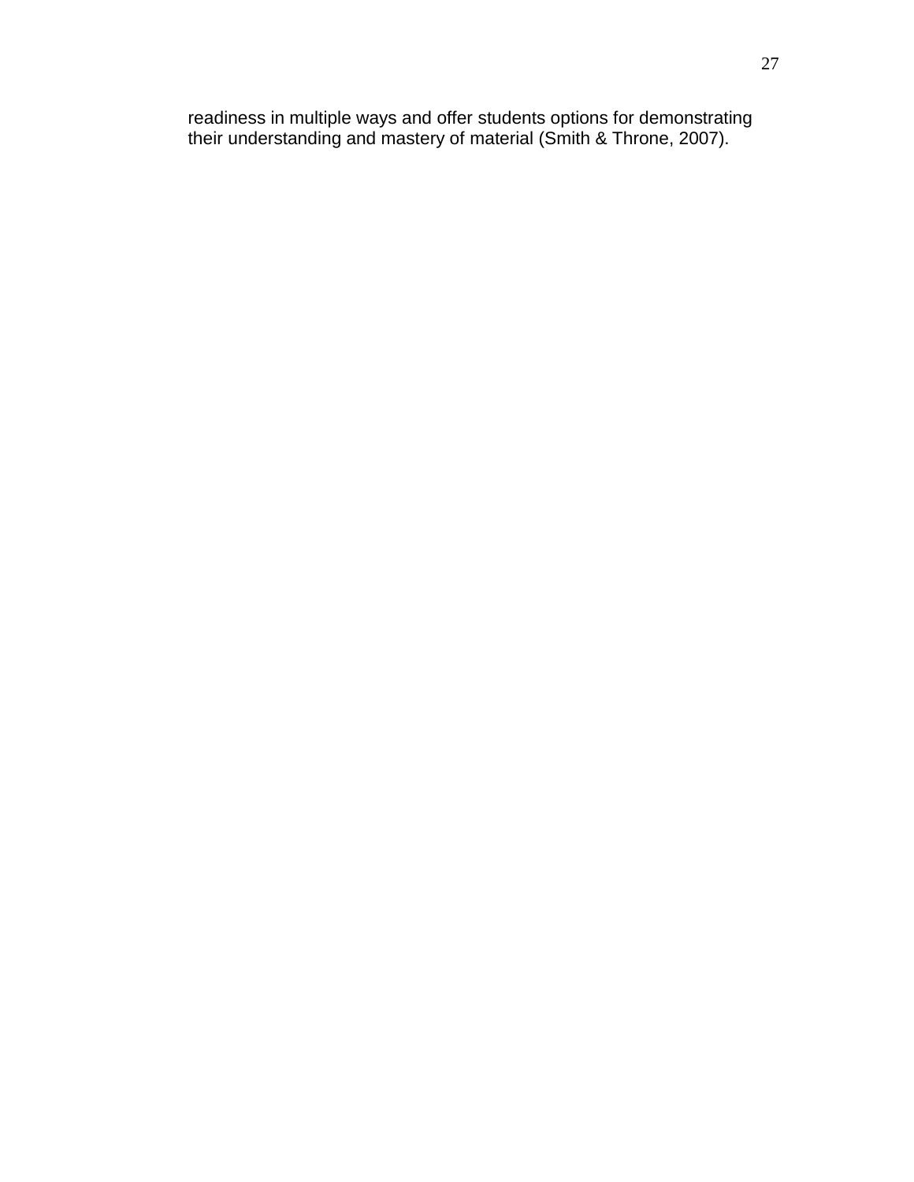readiness in multiple ways and offer students options for demonstrating their understanding and mastery of material (Smith & Throne, 2007).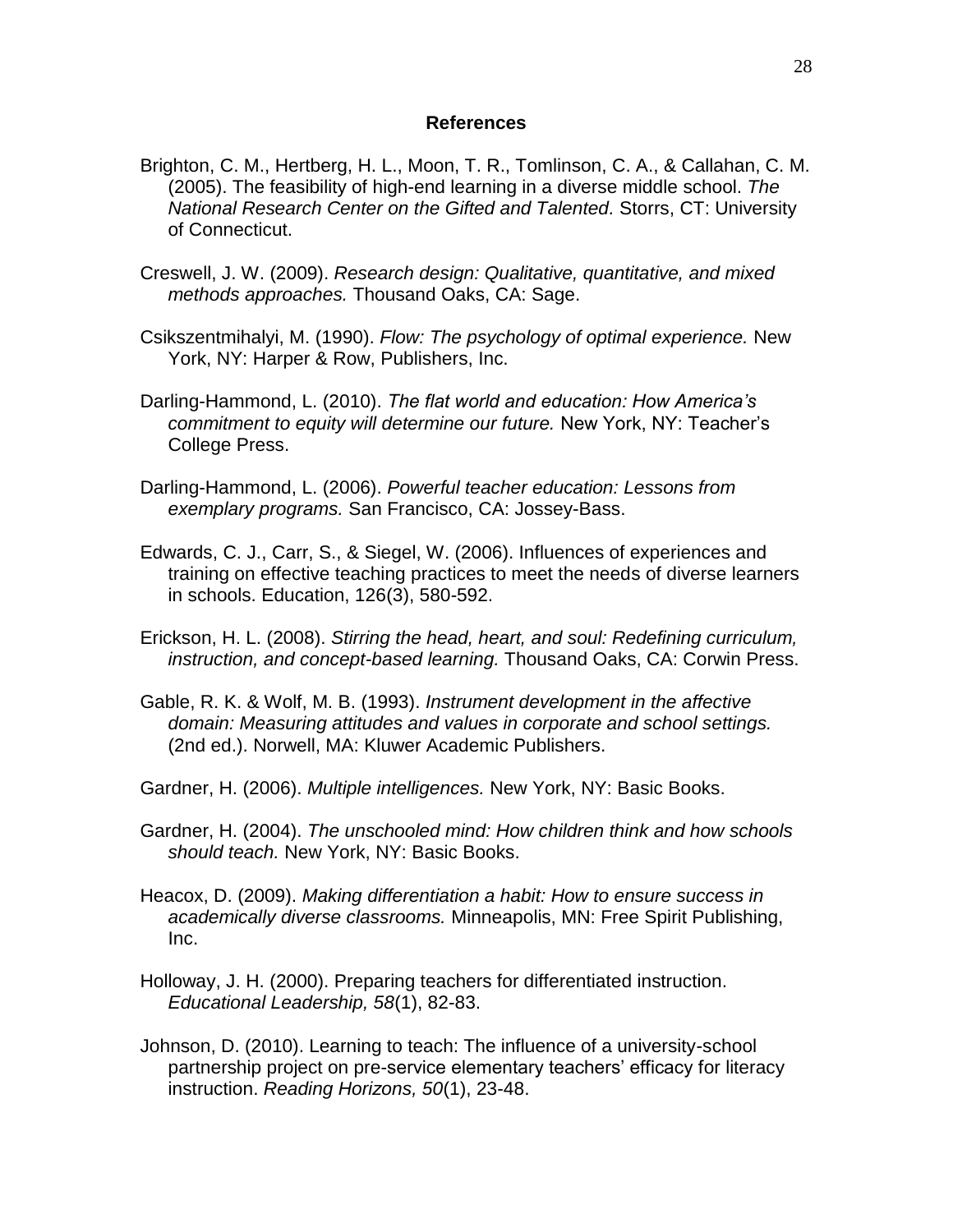## References

Brighton, C. M., Hertberg, H. L., Moon, T. R., Tomlinson, C. A., & Callahan, C. M. (2005). The feasibility of high-end learning in a diverse middle school. *The National Research Center on the Gifted and Talented.* Storrs, CT: University of Connecticut.

Creswell, J. W. (2009). *Research design: Qualitative, quantitative, and mixed methods approaches.* Thousand Oaks, CA: Sage.

Csikszentmihalyi, M. (1990). *Flow: The psychology of optimal experience.* New York, NY: Harper & Row, Publishers, Inc.

Darling-Hammond, L. (2010). *The flat world and education: How America's commitment to equity will determine our future.* New York, NY: Teacher's College Press.

Darling-Hammond, L. (2006). *Powerful teacher education: Lessons from exemplary programs.* San Francisco, CA: Jossey-Bass.

Edwards, C. J., Carr, S., & Siegel, W. (2006). Influences of experiences and training on effective teaching practices to meet the needs of diverse learners in schools. Education, 126(3), 580-592.

Erickson, H. L. (2008). *Stirring the head, heart, and soul: Redefining curriculum, instruction, and concept-based learning.* Thousand Oaks, CA: Corwin Press.

Gable, R. K. & Wolf, M. B. (1993). *Instrument development in the affective domain: Measuring attitudes and values in corporate and school settings.* (2nd ed.). Norwell, MA: Kluwer Academic Publishers.

Gardner, H. (2006). *Multiple intelligences.* New York, NY: Basic Books.

Gardner, H. (2004). *The unschooled mind: How children think and how schools should teach.* New York, NY: Basic Books.

Heacox, D. (2009). *Making differentiation a habit: How to ensure success in academically diverse classrooms.* Minneapolis, MN: Free Spirit Publishing, Inc.

Holloway, J. H. (2000). Preparing teachers for differentiated instruction. *Educational Leadership, 58*(1), 82-83.

Johnson, D. (2010). Learning to teach: The influence of a university-school partnership project on pre-service elementary teachers' efficacy for literacy instruction. *Reading Horizons, 50*(1), 23-48.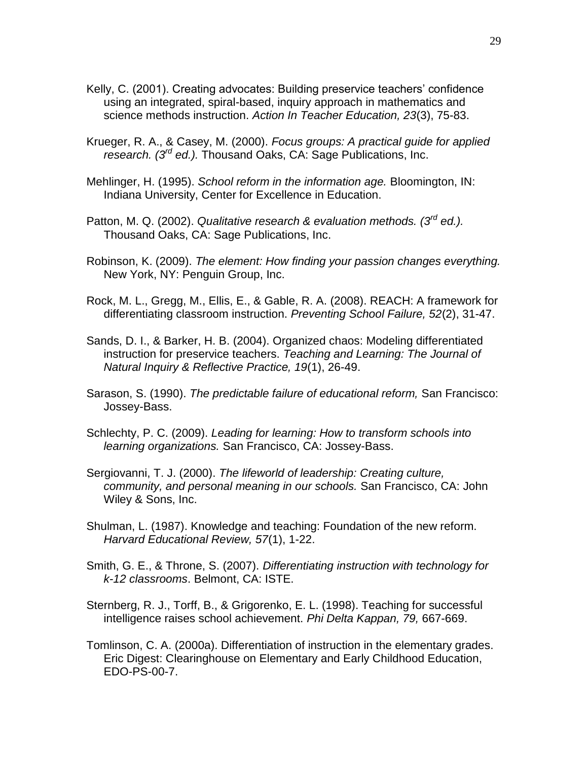Kelly, C. (2001). Creating advocates: Building preservice teachers' confidence using an integrated, spiral-based, inquiry approach in mathematics and science methods instruction. *Action In Teacher Education, 23*(3), 75-83.

Krueger, R. A., & Casey, M. (2000). *Focus groups: A practical guide for applied research. (3rd ed.).* Thousand Oaks, CA: Sage Publications, Inc.

Mehlinger, H. (1995). *School reform in the information age.* Bloomington, IN: Indiana University, Center for Excellence in Education.

Patton, M. Q. (2002). *Qualitative research & evaluation methods. (3rd ed.).* Thousand Oaks, CA: Sage Publications, Inc.

Robinson, K. (2009). *The element: How finding your passion changes everything.* New York, NY: Penguin Group, Inc.

Rock, M. L., Gregg, M., Ellis, E., & Gable, R. A. (2008). REACH: A framework for differentiating classroom instruction. *Preventing School Failure, 52*(2), 31-47.

Sands, D. I., & Barker, H. B. (2004). Organized chaos: Modeling differentiated instruction for preservice teachers. *Teaching and Learning: The Journal of Natural Inquiry & Reflective Practice, 19*(1), 26-49.

Sarason, S. (1990). *The predictable failure of educational reform,* San Francisco: Jossey-Bass.

Schlechty, P. C. (2009). *Leading for learning: How to transform schools into learning organizations.* San Francisco, CA: Jossey-Bass.

Sergiovanni, T. J. (2000). *The lifeworld of leadership: Creating culture, community, and personal meaning in our schools.* San Francisco, CA: John Wiley & Sons, Inc.

Shulman, L. (1987). Knowledge and teaching: Foundation of the new reform. *Harvard Educational Review, 57*(1), 1-22.

Smith, G. E., & Throne, S. (2007). *Differentiating instruction with technology for k-12 classrooms*. Belmont, CA: ISTE.

Sternberg, R. J., Torff, B., & Grigorenko, E. L. (1998). Teaching for successful intelligence raises school achievement. *Phi Delta Kappan, 79,* 667-669.

Tomlinson, C. A. (2000a). Differentiation of instruction in the elementary grades. Eric Digest: Clearinghouse on Elementary and Early Childhood Education, EDO-PS-00-7.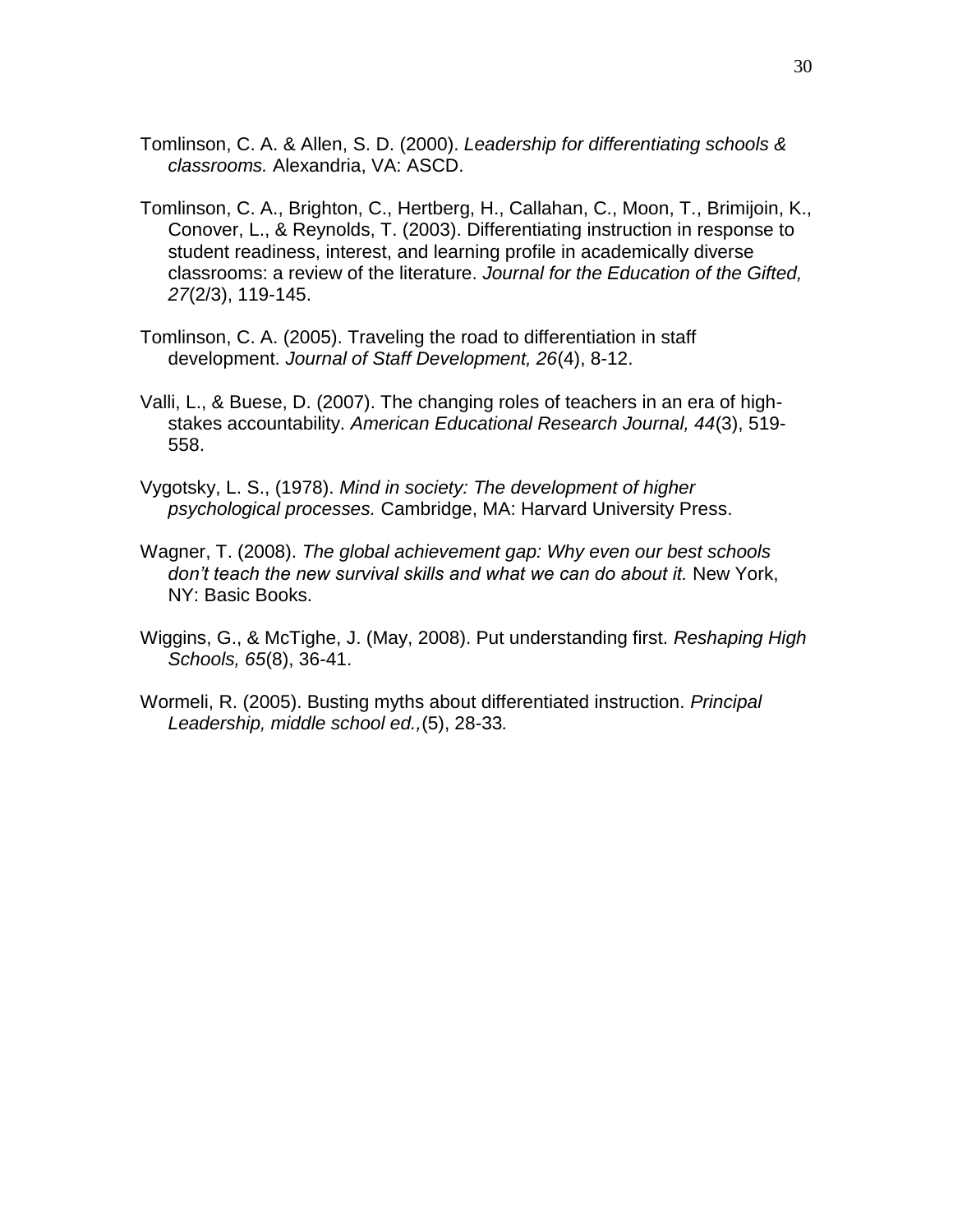Tomlinson, C. A. & Allen, S. D. (2000). *Leadership for differentiating schools & classrooms.* Alexandria, VA: ASCD.

Tomlinson, C. A., Brighton, C., Hertberg, H., Callahan, C., Moon, T., Brimijoin, K., Conover, L., & Reynolds, T. (2003). Differentiating instruction in response to student readiness, interest, and learning profile in academically diverse classrooms: a review of the literature. *Journal for the Education of the Gifted, 27*(2/3), 119-145.

Tomlinson, C. A. (2005). Traveling the road to differentiation in staff development. *Journal of Staff Development, 26*(4), 8-12.

Valli, L., & Buese, D. (2007). The changing roles of teachers in an era of high-stakes accountability. *American Educational Research Journal, 44*(3), 519-558.

Vygotsky, L. S., (1978). *Mind in society: The development of higher psychological processes.* Cambridge, MA: Harvard University Press.

Wagner, T. (2008). *The global achievement gap: Why even our best schools don't teach the new survival skills and what we can do about it.* New York, NY: Basic Books.

Wiggins, G., & McTighe, J. (May, 2008). Put understanding first. *Reshaping High Schools, 65*(8), 36-41.

Wormeli, R. (2005). Busting myths about differentiated instruction. *Principal Leadership, middle school ed.,*(5), 28-33*.*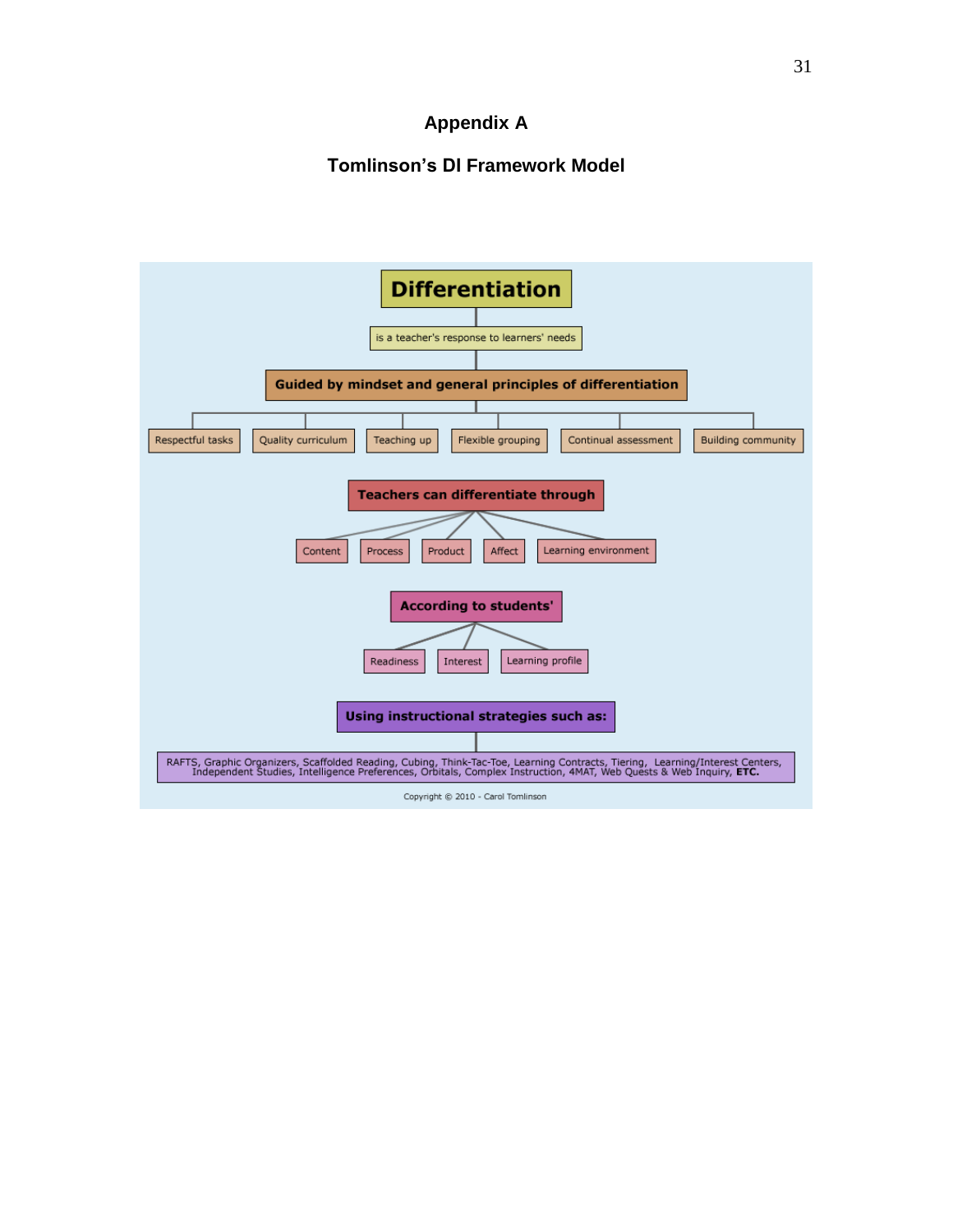## Appendix A

### Tomlinson's DI Framework Model

Differentiation

is a teacher's response to learners' needs

Guided by mindset and general principles of differentiation

Respectful tasks

Quality curriculum

Teaching up

Flexible grouping

Continual assessment

Building community

Teachers can differentiate through

Content

Process

Product

Affect

Learning environment

According to students'

Readiness

Interest

Learning profile

Using instructional strategies such as:

RAFTS, Graphic Organizers, Scaffolded Reading, Cubing, Think-Tac-Toe, Learning Contracts, Tiering, Learning/Interest Centers, Independent Studies, Intelligence Preferences, Orbitals, Complex Instruction, 4MAT, Web Quests & Web Inquiry, **ETC.**

Copyright © 2010 - Carol Tomlinson